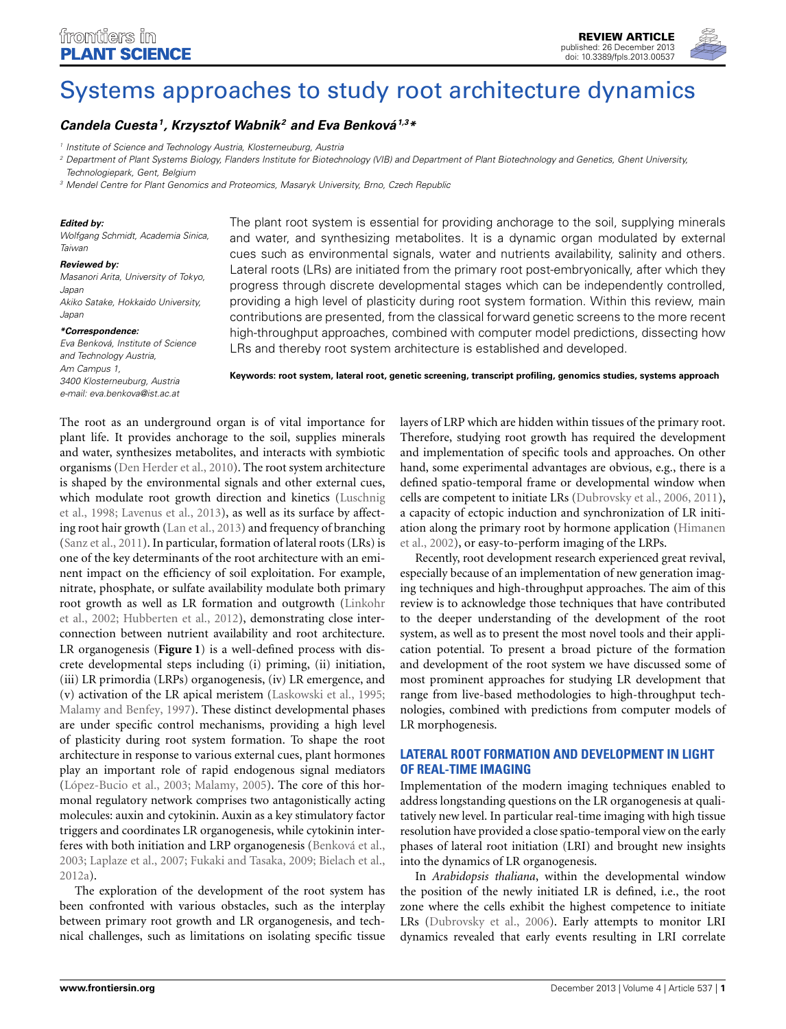REVIEW ARTICLE
published: 26 December 2013
doi: 10.3389/fpls.2013.00537

# Systems approaches to study root architecture dynamics

***Candela Cuesta[1], Krzysztof Wabnik[2] and Eva Benková[1,3]****

[1] Institute of Science and Technology Austria, Klosterneuburg, Austria
[2] Department of Plant Systems Biology, Flanders Institute for Biotechnology (VIB) and Department of Plant Biotechnology and Genetics, Ghent University, Technologiepark, Gent, Belgium
[3] Mendel Centre for Plant Genomics and Proteomics, Masaryk University, Brno, Czech Republic

***Edited by:***
*Wolfgang Schmidt, Academia Sinica, Taiwan*

***Reviewed by:***
*Masanori Arita, University of Tokyo, Japan*
*Akiko Satake, Hokkaido University, Japan*

***\*Correspondence:***
*Eva Benková, Institute of Science and Technology Austria, Am Campus 1, 3400 Klosterneuburg, Austria*
*e-mail: eva.benkova@ist.ac.at*

The plant root system is essential for providing anchorage to the soil, supplying minerals and water, and synthesizing metabolites. It is a dynamic organ modulated by external cues such as environmental signals, water and nutrients availability, salinity and others. Lateral roots (LRs) are initiated from the primary root post-embryonically, after which they progress through discrete developmental stages which can be independently controlled, providing a high level of plasticity during root system formation. Within this review, main contributions are presented, from the classical forward genetic screens to the more recent high-throughput approaches, combined with computer model predictions, dissecting how LRs and thereby root system architecture is established and developed.

**Keywords: root system, lateral root, genetic screening, transcript profiling, genomics studies, systems approach**

The root as an underground organ is of vital importance for plant life. It provides anchorage to the soil, supplies minerals and water, synthesizes metabolites, and interacts with symbiotic organisms (Den Herder et al., 2010). The root system architecture is shaped by the environmental signals and other external cues, which modulate root growth direction and kinetics (Luschnig et al., 1998; Lavenus et al., 2013), as well as its surface by affecting root hair growth (Lan et al., 2013) and frequency of branching (Sanz et al., 2011). In particular, formation of lateral roots (LRs) is one of the key determinants of the root architecture with an eminent impact on the efficiency of soil exploitation. For example, nitrate, phosphate, or sulfate availability modulate both primary root growth as well as LR formation and outgrowth (Linkohr et al., 2002; Hubberten et al., 2012), demonstrating close interconnection between nutrient availability and root architecture. LR organogenesis (**Figure 1**) is a well-defined process with discrete developmental steps including (i) priming, (ii) initiation, (iii) LR primordia (LRPs) organogenesis, (iv) LR emergence, and (v) activation of the LR apical meristem (Laskowski et al., 1995; Malamy and Benfey, 1997). These distinct developmental phases are under specific control mechanisms, providing a high level of plasticity during root system formation. To shape the root architecture in response to various external cues, plant hormones play an important role of rapid endogenous signal mediators (López-Bucio et al., 2003; Malamy, 2005). The core of this hormonal regulatory network comprises two antagonistically acting molecules: auxin and cytokinin. Auxin as a key stimulatory factor triggers and coordinates LR organogenesis, while cytokinin interferes with both initiation and LRP organogenesis (Benková et al., 2003; Laplaze et al., 2007; Fukaki and Tasaka, 2009; Bielach et al., 2012a).

The exploration of the development of the root system has been confronted with various obstacles, such as the interplay between primary root growth and LR organogenesis, and technical challenges, such as limitations on isolating specific tissue layers of LRP which are hidden within tissues of the primary root. Therefore, studying root growth has required the development and implementation of specific tools and approaches. On other hand, some experimental advantages are obvious, e.g., there is a defined spatio-temporal frame or developmental window when cells are competent to initiate LRs (Dubrovsky et al., 2006, 2011), a capacity of ectopic induction and synchronization of LR initiation along the primary root by hormone application (Himanen et al., 2002), or easy-to-perform imaging of the LRPs.

Recently, root development research experienced great revival, especially because of an implementation of new generation imaging techniques and high-throughput approaches. The aim of this review is to acknowledge those techniques that have contributed to the deeper understanding of the development of the root system, as well as to present the most novel tools and their application potential. To present a broad picture of the formation and development of the root system we have discussed some of most prominent approaches for studying LR development that range from live-based methodologies to high-throughput technologies, combined with predictions from computer models of LR morphogenesis.

## LATERAL ROOT FORMATION AND DEVELOPMENT IN LIGHT OF REAL-TIME IMAGING

Implementation of the modern imaging techniques enabled to address longstanding questions on the LR organogenesis at qualitatively new level. In particular real-time imaging with high tissue resolution have provided a close spatio-temporal view on the early phases of lateral root initiation (LRI) and brought new insights into the dynamics of LR organogenesis.

In *Arabidopsis thaliana*, within the developmental window the position of the newly initiated LR is defined, i.e., the root zone where the cells exhibit the highest competence to initiate LRs (Dubrovsky et al., 2006). Early attempts to monitor LRI dynamics revealed that early events resulting in LRI correlate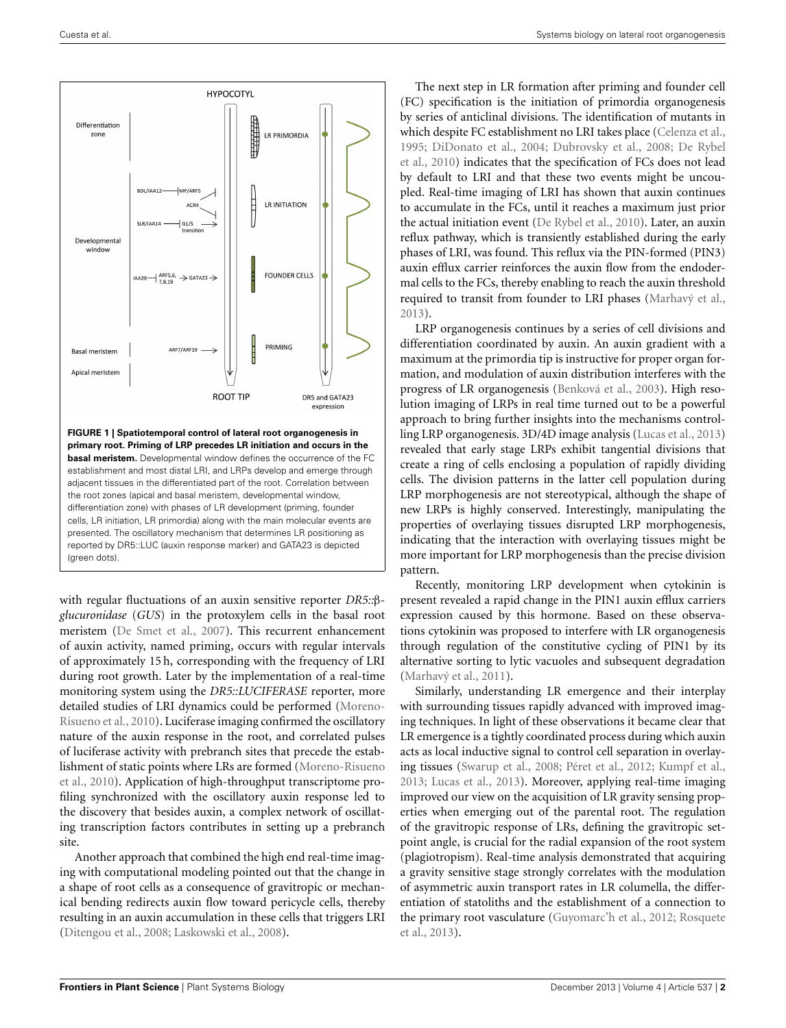**FIGURE 1 | Spatiotemporal control of lateral root organogenesis in primary root. Priming of LRP precedes LR initiation and occurs in the basal meristem.** Developmental window defines the occurrence of the FC establishment and most distal LRI, and LRPs develop and emerge through adjacent tissues in the differentiated part of the root. Correlation between the root zones (apical and basal meristem, developmental window, differentiation zone) with phases of LR development (priming, founder cells, LR initiation, LR primordia) along with the main molecular events are presented. The oscillatory mechanism that determines LR positioning as reported by DR5::LUC (auxin response marker) and GATA23 is depicted (green dots).

with regular fluctuations of an auxin sensitive reporter *DR5::β-glucuronidase* (*GUS*) in the protoxylem cells in the basal root meristem (De Smet et al., 2007). This recurrent enhancement of auxin activity, named priming, occurs with regular intervals of approximately 15 h, corresponding with the frequency of LRI during root growth. Later by the implementation of a real-time monitoring system using the *DR5::LUCIFERASE* reporter, more detailed studies of LRI dynamics could be performed (Moreno-Risueno et al., 2010). Luciferase imaging confirmed the oscillatory nature of the auxin response in the root, and correlated pulses of luciferase activity with prebranch sites that precede the establishment of static points where LRs are formed (Moreno-Risueno et al., 2010). Application of high-throughput transcriptome profiling synchronized with the oscillatory auxin response led to the discovery that besides auxin, a complex network of oscillating transcription factors contributes in setting up a prebranch site.

Another approach that combined the high end real-time imaging with computational modeling pointed out that the change in a shape of root cells as a consequence of gravitropic or mechanical bending redirects auxin flow toward pericycle cells, thereby resulting in an auxin accumulation in these cells that triggers LRI (Ditengou et al., 2008; Laskowski et al., 2008).

The next step in LR formation after priming and founder cell (FC) specification is the initiation of primordia organogenesis by series of anticlinal divisions. The identification of mutants in which despite FC establishment no LRI takes place (Celenza et al., 1995; DiDonato et al., 2004; Dubrovsky et al., 2008; De Rybel et al., 2010) indicates that the specification of FCs does not lead by default to LRI and that these two events might be uncoupled. Real-time imaging of LRI has shown that auxin continues to accumulate in the FCs, until it reaches a maximum just prior the actual initiation event (De Rybel et al., 2010). Later, an auxin reflux pathway, which is transiently established during the early phases of LRI, was found. This reflux via the PIN-formed (PIN3) auxin efflux carrier reinforces the auxin flow from the endodermal cells to the FCs, thereby enabling to reach the auxin threshold required to transit from founder to LRI phases (Marhavý et al., 2013).

LRP organogenesis continues by a series of cell divisions and differentiation coordinated by auxin. An auxin gradient with a maximum at the primordia tip is instructive for proper organ formation, and modulation of auxin distribution interferes with the progress of LR organogenesis (Benková et al., 2003). High resolution imaging of LRPs in real time turned out to be a powerful approach to bring further insights into the mechanisms controlling LRP organogenesis. 3D/4D image analysis (Lucas et al., 2013) revealed that early stage LRPs exhibit tangential divisions that create a ring of cells enclosing a population of rapidly dividing cells. The division patterns in the latter cell population during LRP morphogenesis are not stereotypical, although the shape of new LRPs is highly conserved. Interestingly, manipulating the properties of overlaying tissues disrupted LRP morphogenesis, indicating that the interaction with overlaying tissues might be more important for LRP morphogenesis than the precise division pattern.

Recently, monitoring LRP development when cytokinin is present revealed a rapid change in the PIN1 auxin efflux carriers expression caused by this hormone. Based on these observations cytokinin was proposed to interfere with LR organogenesis through regulation of the constitutive cycling of PIN1 by its alternative sorting to lytic vacuoles and subsequent degradation (Marhavý et al., 2011).

Similarly, understanding LR emergence and their interplay with surrounding tissues rapidly advanced with improved imaging techniques. In light of these observations it became clear that LR emergence is a tightly coordinated process during which auxin acts as local inductive signal to control cell separation in overlaying tissues (Swarup et al., 2008; Péret et al., 2012; Kumpf et al., 2013; Lucas et al., 2013). Moreover, applying real-time imaging improved our view on the acquisition of LR gravity sensing properties when emerging out of the parental root. The regulation of the gravitropic response of LRs, defining the gravitropic setpoint angle, is crucial for the radial expansion of the root system (plagiotropism). Real-time analysis demonstrated that acquiring a gravity sensitive stage strongly correlates with the modulation of asymmetric auxin transport rates in LR columella, the differentiation of statoliths and the establishment of a connection to the primary root vasculature (Guyomarc'h et al., 2012; Rosquete et al., 2013).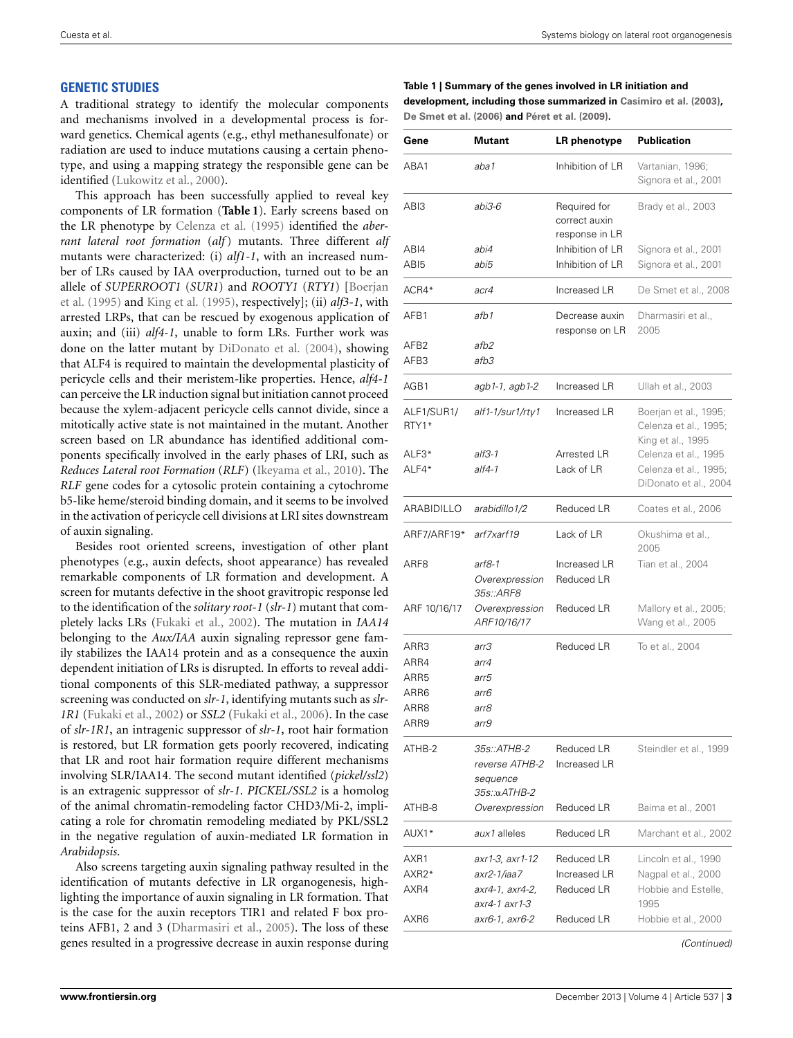## GENETIC STUDIES

A traditional strategy to identify the molecular components and mechanisms involved in a developmental process is forward genetics. Chemical agents (e.g., ethyl methanesulfonate) or radiation are used to induce mutations causing a certain phenotype, and using a mapping strategy the responsible gene can be identified (Lukowitz et al., 2000).

This approach has been successfully applied to reveal key components of LR formation (**Table 1**). Early screens based on the LR phenotype by Celenza et al. (1995) identified the *aberrant lateral root formation* (*alf*) mutants. Three different *alf* mutants were characterized: (i) *alf1-1*, with an increased number of LRs caused by IAA overproduction, turned out to be an allele of *SUPERROOT1* (*SUR1*) and *ROOTY1* (*RTY1*) [Boerjan et al. (1995) and King et al. (1995), respectively]; (ii) *alf3-1*, with arrested LRPs, that can be rescued by exogenous application of auxin; and (iii) *alf4-1*, unable to form LRs. Further work was done on the latter mutant by DiDonato et al. (2004), showing that ALF4 is required to maintain the developmental plasticity of pericycle cells and their meristem-like properties. Hence, *alf4-1* can perceive the LR induction signal but initiation cannot proceed because the xylem-adjacent pericycle cells cannot divide, since a mitotically active state is not maintained in the mutant. Another screen based on LR abundance has identified additional components specifically involved in the early phases of LRI, such as *Reduces Lateral root Formation* (*RLF*) (Ikeyama et al., 2010). The *RLF* gene codes for a cytosolic protein containing a cytochrome b5-like heme/steroid binding domain, and it seems to be involved in the activation of pericycle cell divisions at LRI sites downstream of auxin signaling.

Besides root oriented screens, investigation of other plant phenotypes (e.g., auxin defects, shoot appearance) has revealed remarkable components of LR formation and development. A screen for mutants defective in the shoot gravitropic response led to the identification of the *solitary root-1* (*slr-1*) mutant that completely lacks LRs (Fukaki et al., 2002). The mutation in *IAA14* belonging to the *Aux/IAA* auxin signaling repressor gene family stabilizes the IAA14 protein and as a consequence the auxin dependent initiation of LRs is disrupted. In efforts to reveal additional components of this SLR-mediated pathway, a suppressor screening was conducted on *slr-1*, identifying mutants such as *slr-1R1* (Fukaki et al., 2002) or *SSL2* (Fukaki et al., 2006). In the case of *slr-1R1*, an intragenic suppressor of *slr-1*, root hair formation is restored, but LR formation gets poorly recovered, indicating that LR and root hair formation require different mechanisms involving SLR/IAA14. The second mutant identified (*pickel/ssl2*) is an extragenic suppressor of *slr-1*. *PICKEL/SSL2* is a homolog of the animal chromatin-remodeling factor CHD3/Mi-2, implicating a role for chromatin remodeling mediated by PKL/SSL2 in the negative regulation of auxin-mediated LR formation in *Arabidopsis*.

Also screens targeting auxin signaling pathway resulted in the identification of mutants defective in LR organogenesis, highlighting the importance of auxin signaling in LR formation. That is the case for the auxin receptors TIR1 and related F box proteins AFB1, 2 and 3 (Dharmasiri et al., 2005). The loss of these genes resulted in a progressive decrease in auxin response during

**Table 1 | Summary of the genes involved in LR initiation and development, including those summarized in Casimiro et al. (2003), De Smet et al. (2006) and Péret et al. (2009).**

| Gene | Mutant | LR phenotype | Publication |
|---|---|---|---|
| ABA1 | *aba1* | Inhibition of LR | Vartanian, 1996; Signora et al., 2001 |
| ABI3 | *abi3-6* | Required for correct auxin response in LR | Brady et al., 2003 |
| ABI4 | *abi4* | Inhibition of LR | Signora et al., 2001 |
| ABI5 | *abi5* | Inhibition of LR | Signora et al., 2001 |
| ACR4* | *acr4* | Increased LR | De Smet et al., 2008 |
| AFB1 | *afb1* | Decrease auxin response on LR | Dharmasiri et al., 2005 |
| AFB2 | *afb2* | | |
| AFB3 | *afb3* | | |
| AGB1 | *agb1-1, agb1-2* | Increased LR | Ullah et al., 2003 |
| ALF1/SUR1/RTY1* | *alf1-1/sur1/rty1* | Increased LR | Boerjan et al., 1995; Celenza et al., 1995; King et al., 1995 |
| ALF3* | *alf3-1* | Arrested LR | Celenza et al., 1995 |
| ALF4* | *alf4-1* | Lack of LR | Celenza et al., 1995; DiDonato et al., 2004 |
| ARABIDILLO | *arabidillo1/2* | Reduced LR | Coates et al., 2006 |
| ARF7/ARF19* | *arf7xarf19* | Lack of LR | Okushima et al., 2005 |
| ARF8 | *arf8-1* | Increased LR | Tian et al., 2004 |
| | *Overexpression 35s::ARF8* | Reduced LR | |
| ARF 10/16/17 | *Overexpression ARF10/16/17* | Reduced LR | Mallory et al., 2005; Wang et al., 2005 |
| ARR3 | *arr3* | Reduced LR | To et al., 2004 |
| ARR4 | *arr4* | | |
| ARR5 | *arr5* | | |
| ARR6 | *arr6* | | |
| ARR8 | *arr8* | | |
| ARR9 | *arr9* | | |
| ATHB-2 | *35s::ATHB-2* | Reduced LR | Steindler et al., 1999 |
| | *reverse ATHB-2 sequence 35s::αATHB-2* | Increased LR | |
| ATHB-8 | *Overexpression* | Reduced LR | Baima et al., 2001 |
| AUX1* | *aux1* alleles | Reduced LR | Marchant et al., 2002 |
| AXR1 | *axr1-3, axr1-12* | Reduced LR | Lincoln et al., 1990 |
| AXR2* | *axr2-1/iaa7* | Increased LR | Nagpal et al., 2000 |
| AXR4 | *axr4-1, axr4-2, axr4-1 axr1-3* | Reduced LR | Hobbie and Estelle, 1995 |
| AXR6 | *axr6-1, axr6-2* | Reduced LR | Hobbie et al., 2000 |

*(Continued)*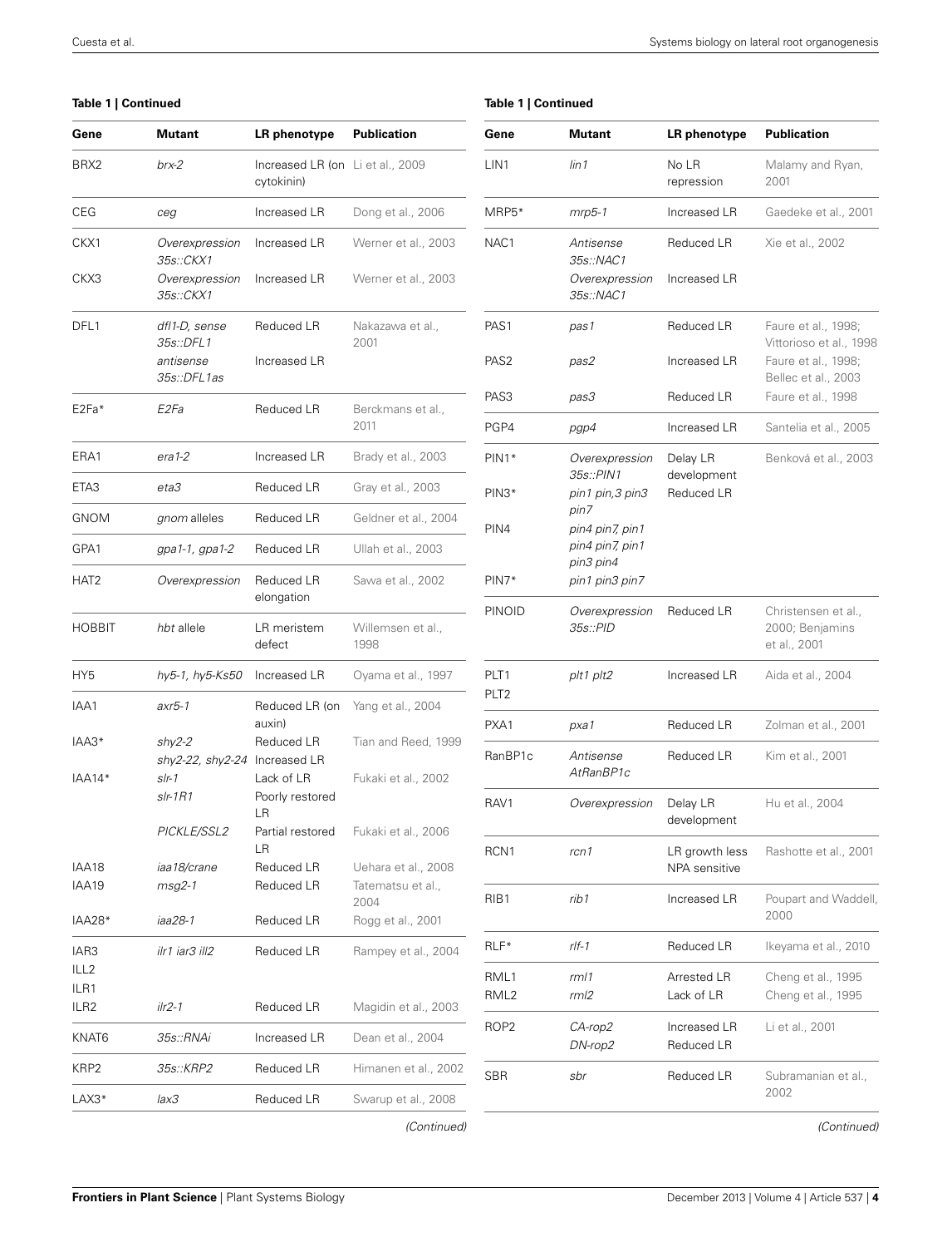**Table 1 | Continued**

| Gene | Mutant | LR phenotype | Publication |
|---|---|---|---|
| BRX2 | *brx-2* | Increased LR (on cytokinin) | Li et al., 2009 |
| CEG | *ceg* | Increased LR | Dong et al., 2006 |
| CKX1 | *Overexpression 35s::CKX1* | Increased LR | Werner et al., 2003 |
| CKX3 | *Overexpression 35s::CKX1* | Increased LR | Werner et al., 2003 |
| DFL1 | *dfl1-D, sense 35s::DFL1* | Reduced LR | Nakazawa et al., 2001 |
| | *antisense 35s::DFL1as* | Increased LR | |
| E2Fa* | *E2Fa* | Reduced LR | Berckmans et al., 2011 |
| ERA1 | *era1-2* | Increased LR | Brady et al., 2003 |
| ETA3 | *eta3* | Reduced LR | Gray et al., 2003 |
| GNOM | *gnom* alleles | Reduced LR | Geldner et al., 2004 |
| GPA1 | *gpa1-1, gpa1-2* | Reduced LR | Ullah et al., 2003 |
| HAT2 | *Overexpression* | Reduced LR elongation | Sawa et al., 2002 |
| HOBBIT | *hbt* allele | LR meristem defect | Willemsen et al., 1998 |
| HY5 | *hy5-1, hy5-Ks50* | Increased LR | Oyama et al., 1997 |
| IAA1 | *axr5-1* | Reduced LR (on auxin) | Yang et al., 2004 |
| IAA3* | *shy2-2* | Reduced LR | Tian and Reed, 1999 |
| | *shy2-22, shy2-24* | Increased LR | |
| IAA14* | *slr-1* | Lack of LR | Fukaki et al., 2002 |
| | *slr-1R1* | Poorly restored LR | |
| | *PICKLE/SSL2* | Partial restored LR | Fukaki et al., 2006 |
| IAA18 | *iaa18/crane* | Reduced LR | Uehara et al., 2008 |
| IAA19 | *msg2-1* | Reduced LR | Tatematsu et al., 2004 |
| IAA28* | *iaa28-1* | Reduced LR | Rogg et al., 2001 |
| IAR3 ILL2 ILR1 | *ilr1 iar3 ill2* | Reduced LR | Rampey et al., 2004 |
| ILR2 | *ilr2-1* | Reduced LR | Magidin et al., 2003 |
| KNAT6 | *35s::RNAi* | Increased LR | Dean et al., 2004 |
| KRP2 | *35s::KRP2* | Reduced LR | Himanen et al., 2002 |
| LAX3* | *lax3* | Reduced LR | Swarup et al., 2008 |

*(Continued)*

**Table 1 | Continued**

| Gene | Mutant | LR phenotype | Publication |
|---|---|---|---|
| LIN1 | *lin1* | No LR repression | Malamy and Ryan, 2001 |
| MRP5* | *mrp5-1* | Increased LR | Gaedeke et al., 2001 |
| NAC1 | *Antisense 35s::NAC1* | Reduced LR | Xie et al., 2002 |
| | *Overexpression 35s::NAC1* | Increased LR | |
| PAS1 | *pas1* | Reduced LR | Faure et al., 1998; Vittorioso et al., 1998 |
| PAS2 | *pas2* | Increased LR | Faure et al., 1998; Bellec et al., 2003 |
| PAS3 | *pas3* | Reduced LR | Faure et al., 1998 |
| PGP4 | *pgp4* | Increased LR | Santelia et al., 2005 |
| PIN1* | *Overexpression 35s::PIN1* | Delay LR development | Benková et al., 2003 |
| PIN3* | *pin1 pin,3 pin3 pin7* | Reduced LR | |
| PIN4 | *pin4 pin7, pin1 pin4 pin7, pin1 pin3 pin4* | | |
| PIN7* | *pin1 pin3 pin7* | | |
| PINOID | *Overexpression 35s::PID* | Reduced LR | Christensen et al., 2000; Benjamins et al., 2001 |
| PLT1 PLT2 | *plt1 plt2* | Increased LR | Aida et al., 2004 |
| PXA1 | *pxa1* | Reduced LR | Zolman et al., 2001 |
| RanBP1c | *Antisense AtRanBP1c* | Reduced LR | Kim et al., 2001 |
| RAV1 | *Overexpression* | Delay LR development | Hu et al., 2004 |
| RCN1 | *rcn1* | LR growth less NPA sensitive | Rashotte et al., 2001 |
| RIB1 | *rib1* | Increased LR | Poupart and Waddell, 2000 |
| RLF* | *rlf-1* | Reduced LR | Ikeyama et al., 2010 |
| RML1 | *rml1* | Arrested LR | Cheng et al., 1995 |
| RML2 | *rml2* | Lack of LR | Cheng et al., 1995 |
| ROP2 | *CA-rop2* | Increased LR | Li et al., 2001 |
| | *DN-rop2* | Reduced LR | |
| SBR | *sbr* | Reduced LR | Subramanian et al., 2002 |

*(Continued)*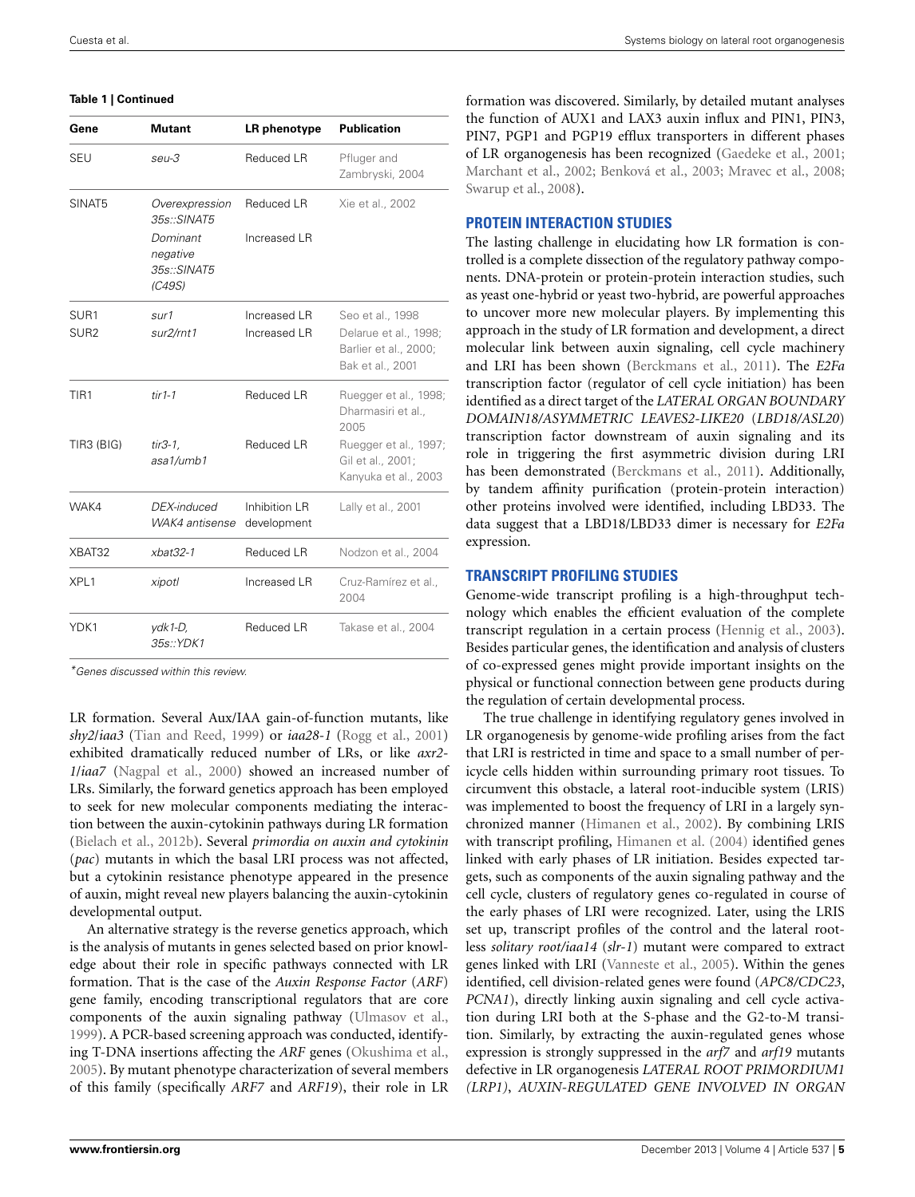**Table 1 | Continued**

| Gene | Mutant | LR phenotype | Publication |
|---|---|---|---|
| SEU | *seu-3* | Reduced LR | Pfluger and Zambryski, 2004 |
| SINAT5 | *Overexpression 35s::SINAT5* | Reduced LR | Xie et al., 2002 |
| | *Dominant negative 35s::SINAT5 (C49S)* | Increased LR | |
| SUR1 | *sur1* | Increased LR | Seo et al., 1998 |
| SUR2 | *sur2/rnt1* | Increased LR | Delarue et al., 1998; Barlier et al., 2000; Bak et al., 2001 |
| TIR1 | *tir1-1* | Reduced LR | Ruegger et al., 1998; Dharmasiri et al., 2005 |
| TIR3 (BIG) | *tir3-1, asa1/umb1* | Reduced LR | Ruegger et al., 1997; Gil et al., 2001; Kanyuka et al., 2003 |
| WAK4 | *DEX-induced WAK4 antisense* | Inhibition LR development | Lally et al., 2001 |
| XBAT32 | *xbat32-1* | Reduced LR | Nodzon et al., 2004 |
| XPL1 | *xipotl* | Increased LR | Cruz-Ramírez et al., 2004 |
| YDK1 | *ydk1-D, 35s::YDK1* | Reduced LR | Takase et al., 2004 |

*\*Genes discussed within this review.*

LR formation. Several Aux/IAA gain-of-function mutants, like *shy2/iaa3* (Tian and Reed, 1999) or *iaa28-1* (Rogg et al., 2001) exhibited dramatically reduced number of LRs, or like *axr2-1/iaa7* (Nagpal et al., 2000) showed an increased number of LRs. Similarly, the forward genetics approach has been employed to seek for new molecular components mediating the interaction between the auxin-cytokinin pathways during LR formation (Bielach et al., 2012b). Several *primordia on auxin and cytokinin* (*pac*) mutants in which the basal LRI process was not affected, but a cytokinin resistance phenotype appeared in the presence of auxin, might reveal new players balancing the auxin-cytokinin developmental output.

An alternative strategy is the reverse genetics approach, which is the analysis of mutants in genes selected based on prior knowledge about their role in specific pathways connected with LR formation. That is the case of the *Auxin Response Factor* (*ARF*) gene family, encoding transcriptional regulators that are core components of the auxin signaling pathway (Ulmasov et al., 1999). A PCR-based screening approach was conducted, identifying T-DNA insertions affecting the *ARF* genes (Okushima et al., 2005). By mutant phenotype characterization of several members of this family (specifically *ARF7* and *ARF19*), their role in LR formation was discovered. Similarly, by detailed mutant analyses the function of AUX1 and LAX3 auxin influx and PIN1, PIN3, PIN7, PGP1 and PGP19 efflux transporters in different phases of LR organogenesis has been recognized (Gaedeke et al., 2001; Marchant et al., 2002; Benková et al., 2003; Mravec et al., 2008; Swarup et al., 2008).

## PROTEIN INTERACTION STUDIES

The lasting challenge in elucidating how LR formation is controlled is a complete dissection of the regulatory pathway components. DNA-protein or protein-protein interaction studies, such as yeast one-hybrid or yeast two-hybrid, are powerful approaches to uncover more new molecular players. By implementing this approach in the study of LR formation and development, a direct molecular link between auxin signaling, cell cycle machinery and LRI has been shown (Berckmans et al., 2011). The *E2Fa* transcription factor (regulator of cell cycle initiation) has been identified as a direct target of the *LATERAL ORGAN BOUNDARY DOMAIN18/ASYMMETRIC LEAVES2-LIKE20* (*LBD18/ASL20*) transcription factor downstream of auxin signaling and its role in triggering the first asymmetric division during LRI has been demonstrated (Berckmans et al., 2011). Additionally, by tandem affinity purification (protein-protein interaction) other proteins involved were identified, including LBD33. The data suggest that a LBD18/LBD33 dimer is necessary for *E2Fa* expression.

## TRANSCRIPT PROFILING STUDIES

Genome-wide transcript profiling is a high-throughput technology which enables the efficient evaluation of the complete transcript regulation in a certain process (Hennig et al., 2003). Besides particular genes, the identification and analysis of clusters of co-expressed genes might provide important insights on the physical or functional connection between gene products during the regulation of certain developmental process.

The true challenge in identifying regulatory genes involved in LR organogenesis by genome-wide profiling arises from the fact that LRI is restricted in time and space to a small number of pericycle cells hidden within surrounding primary root tissues. To circumvent this obstacle, a lateral root-inducible system (LRIS) was implemented to boost the frequency of LRI in a largely synchronized manner (Himanen et al., 2002). By combining LRIS with transcript profiling, Himanen et al. (2004) identified genes linked with early phases of LR initiation. Besides expected targets, such as components of the auxin signaling pathway and the cell cycle, clusters of regulatory genes co-regulated in course of the early phases of LRI were recognized. Later, using the LRIS set up, transcript profiles of the control and the lateral rootless *solitary root/iaa14* (*slr-1*) mutant were compared to extract genes linked with LRI (Vanneste et al., 2005). Within the genes identified, cell division-related genes were found (*APC8/CDC23*, *PCNA1*), directly linking auxin signaling and cell cycle activation during LRI both at the S-phase and the G2-to-M transition. Similarly, by extracting the auxin-regulated genes whose expression is strongly suppressed in the *arf7* and *arf19* mutants defective in LR organogenesis *LATERAL ROOT PRIMORDIUM1 (LRP1)*, *AUXIN-REGULATED GENE INVOLVED IN ORGAN*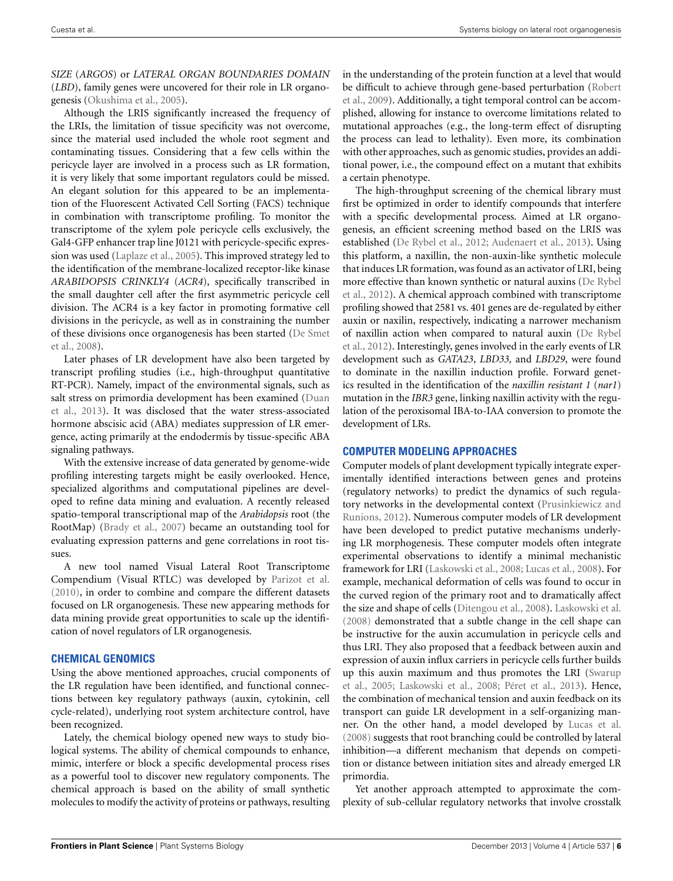*SIZE* (*ARGOS*) or *LATERAL ORGAN BOUNDARIES DOMAIN* (*LBD*), family genes were uncovered for their role in LR organogenesis (Okushima et al., 2005).

Although the LRIS significantly increased the frequency of the LRIs, the limitation of tissue specificity was not overcome, since the material used included the whole root segment and contaminating tissues. Considering that a few cells within the pericycle layer are involved in a process such as LR formation, it is very likely that some important regulators could be missed. An elegant solution for this appeared to be an implementation of the Fluorescent Activated Cell Sorting (FACS) technique in combination with transcriptome profiling. To monitor the transcriptome of the xylem pole pericycle cells exclusively, the Gal4-GFP enhancer trap line J0121 with pericycle-specific expression was used (Laplaze et al., 2005). This improved strategy led to the identification of the membrane-localized receptor-like kinase *ARABIDOPSIS CRINKLY4* (*ACR4*), specifically transcribed in the small daughter cell after the first asymmetric pericycle cell division. The ACR4 is a key factor in promoting formative cell divisions in the pericycle, as well as in constraining the number of these divisions once organogenesis has been started (De Smet et al., 2008).

Later phases of LR development have also been targeted by transcript profiling studies (i.e., high-throughput quantitative RT-PCR). Namely, impact of the environmental signals, such as salt stress on primordia development has been examined (Duan et al., 2013). It was disclosed that the water stress-associated hormone abscisic acid (ABA) mediates suppression of LR emergence, acting primarily at the endodermis by tissue-specific ABA signaling pathways.

With the extensive increase of data generated by genome-wide profiling interesting targets might be easily overlooked. Hence, specialized algorithms and computational pipelines are developed to refine data mining and evaluation. A recently released spatio-temporal transcriptional map of the *Arabidopsis* root (the RootMap) (Brady et al., 2007) became an outstanding tool for evaluating expression patterns and gene correlations in root tissues.

A new tool named Visual Lateral Root Transcriptome Compendium (Visual RTLC) was developed by Parizot et al. (2010), in order to combine and compare the different datasets focused on LR organogenesis. These new appearing methods for data mining provide great opportunities to scale up the identification of novel regulators of LR organogenesis.

## CHEMICAL GENOMICS

Using the above mentioned approaches, crucial components of the LR regulation have been identified, and functional connections between key regulatory pathways (auxin, cytokinin, cell cycle-related), underlying root system architecture control, have been recognized.

Lately, the chemical biology opened new ways to study biological systems. The ability of chemical compounds to enhance, mimic, interfere or block a specific developmental process rises as a powerful tool to discover new regulatory components. The chemical approach is based on the ability of small synthetic molecules to modify the activity of proteins or pathways, resulting in the understanding of the protein function at a level that would be difficult to achieve through gene-based perturbation (Robert et al., 2009). Additionally, a tight temporal control can be accomplished, allowing for instance to overcome limitations related to mutational approaches (e.g., the long-term effect of disrupting the process can lead to lethality). Even more, its combination with other approaches, such as genomic studies, provides an additional power, i.e., the compound effect on a mutant that exhibits a certain phenotype.

The high-throughput screening of the chemical library must first be optimized in order to identify compounds that interfere with a specific developmental process. Aimed at LR organogenesis, an efficient screening method based on the LRIS was established (De Rybel et al., 2012; Audenaert et al., 2013). Using this platform, a naxillin, the non-auxin-like synthetic molecule that induces LR formation, was found as an activator of LRI, being more effective than known synthetic or natural auxins (De Rybel et al., 2012). A chemical approach combined with transcriptome profiling showed that 2581 vs. 401 genes are de-regulated by either auxin or naxilin, respectively, indicating a narrower mechanism of naxillin action when compared to natural auxin (De Rybel et al., 2012). Interestingly, genes involved in the early events of LR development such as *GATA23*, *LBD33,* and *LBD29*, were found to dominate in the naxillin induction profile. Forward genetics resulted in the identification of the *naxillin resistant 1* (*nar1*) mutation in the *IBR3* gene, linking naxillin activity with the regulation of the peroxisomal IBA-to-IAA conversion to promote the development of LRs.

## COMPUTER MODELING APPROACHES

Computer models of plant development typically integrate experimentally identified interactions between genes and proteins (regulatory networks) to predict the dynamics of such regulatory networks in the developmental context (Prusinkiewicz and Runions, 2012). Numerous computer models of LR development have been developed to predict putative mechanisms underlying LR morphogenesis. These computer models often integrate experimental observations to identify a minimal mechanistic framework for LRI (Laskowski et al., 2008; Lucas et al., 2008). For example, mechanical deformation of cells was found to occur in the curved region of the primary root and to dramatically affect the size and shape of cells (Ditengou et al., 2008). Laskowski et al. (2008) demonstrated that a subtle change in the cell shape can be instructive for the auxin accumulation in pericycle cells and thus LRI. They also proposed that a feedback between auxin and expression of auxin influx carriers in pericycle cells further builds up this auxin maximum and thus promotes the LRI (Swarup et al., 2005; Laskowski et al., 2008; Péret et al., 2013). Hence, the combination of mechanical tension and auxin feedback on its transport can guide LR development in a self-organizing manner. On the other hand, a model developed by Lucas et al. (2008) suggests that root branching could be controlled by lateral inhibition—a different mechanism that depends on competition or distance between initiation sites and already emerged LR primordia.

Yet another approach attempted to approximate the complexity of sub-cellular regulatory networks that involve crosstalk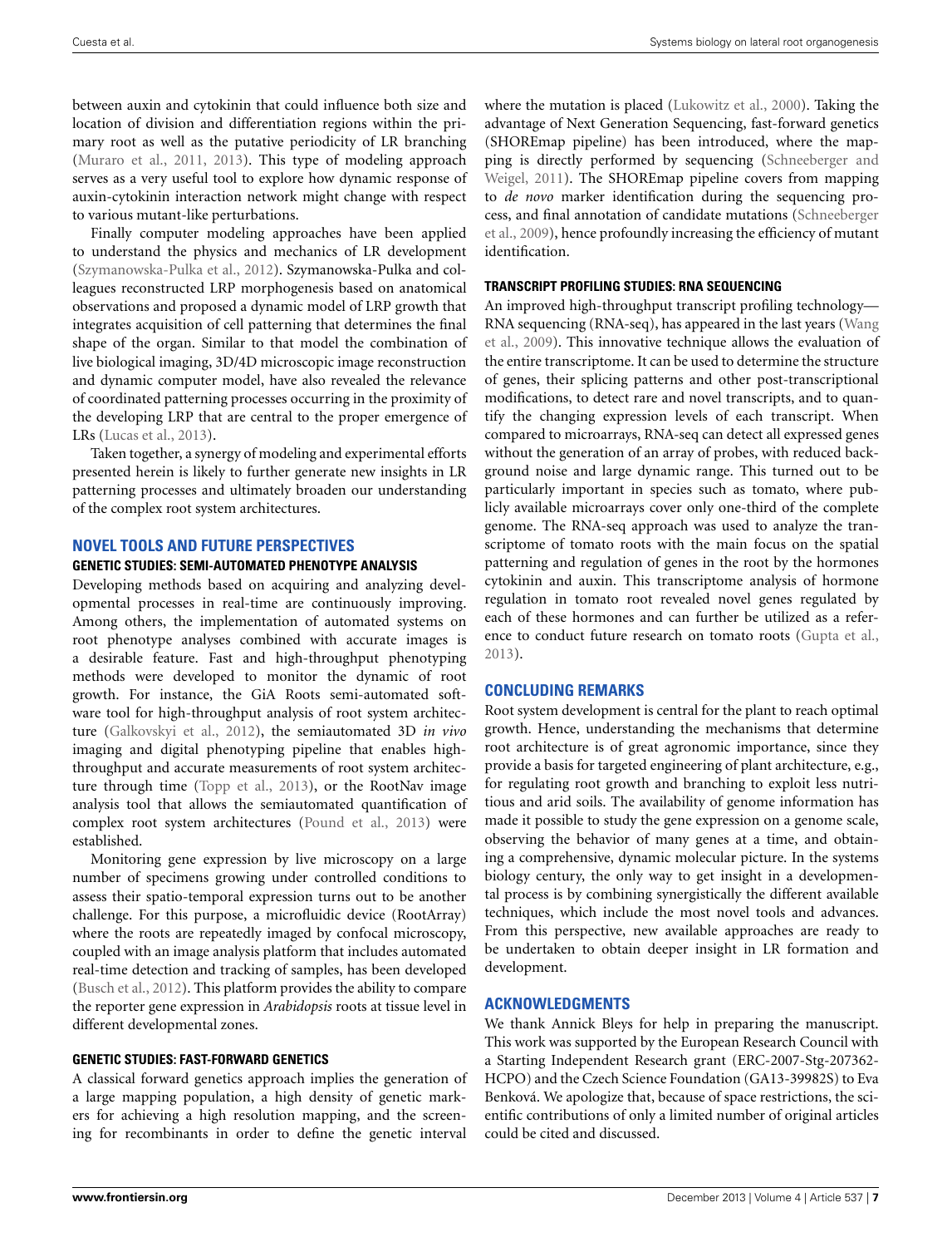between auxin and cytokinin that could influence both size and location of division and differentiation regions within the primary root as well as the putative periodicity of LR branching (Muraro et al., 2011, 2013). This type of modeling approach serves as a very useful tool to explore how dynamic response of auxin-cytokinin interaction network might change with respect to various mutant-like perturbations.

Finally computer modeling approaches have been applied to understand the physics and mechanics of LR development (Szymanowska-Pulka et al., 2012). Szymanowska-Pulka and colleagues reconstructed LRP morphogenesis based on anatomical observations and proposed a dynamic model of LRP growth that integrates acquisition of cell patterning that determines the final shape of the organ. Similar to that model the combination of live biological imaging, 3D/4D microscopic image reconstruction and dynamic computer model, have also revealed the relevance of coordinated patterning processes occurring in the proximity of the developing LRP that are central to the proper emergence of LRs (Lucas et al., 2013).

Taken together, a synergy of modeling and experimental efforts presented herein is likely to further generate new insights in LR patterning processes and ultimately broaden our understanding of the complex root system architectures.

## NOVEL TOOLS AND FUTURE PERSPECTIVES

### GENETIC STUDIES: SEMI-AUTOMATED PHENOTYPE ANALYSIS

Developing methods based on acquiring and analyzing developmental processes in real-time are continuously improving. Among others, the implementation of automated systems on root phenotype analyses combined with accurate images is a desirable feature. Fast and high-throughput phenotyping methods were developed to monitor the dynamic of root growth. For instance, the GiA Roots semi-automated software tool for high-throughput analysis of root system architecture (Galkovskyi et al., 2012), the semiautomated 3D *in vivo* imaging and digital phenotyping pipeline that enables high-throughput and accurate measurements of root system architecture through time (Topp et al., 2013), or the RootNav image analysis tool that allows the semiautomated quantification of complex root system architectures (Pound et al., 2013) were established.

Monitoring gene expression by live microscopy on a large number of specimens growing under controlled conditions to assess their spatio-temporal expression turns out to be another challenge. For this purpose, a microfluidic device (RootArray) where the roots are repeatedly imaged by confocal microscopy, coupled with an image analysis platform that includes automated real-time detection and tracking of samples, has been developed (Busch et al., 2012). This platform provides the ability to compare the reporter gene expression in *Arabidopsis* roots at tissue level in different developmental zones.

### GENETIC STUDIES: FAST-FORWARD GENETICS

A classical forward genetics approach implies the generation of a large mapping population, a high density of genetic markers for achieving a high resolution mapping, and the screening for recombinants in order to define the genetic interval where the mutation is placed (Lukowitz et al., 2000). Taking the advantage of Next Generation Sequencing, fast-forward genetics (SHOREmap pipeline) has been introduced, where the mapping is directly performed by sequencing (Schneeberger and Weigel, 2011). The SHOREmap pipeline covers from mapping to *de novo* marker identification during the sequencing process, and final annotation of candidate mutations (Schneeberger et al., 2009), hence profoundly increasing the efficiency of mutant identification.

### TRANSCRIPT PROFILING STUDIES: RNA SEQUENCING

An improved high-throughput transcript profiling technology—RNA sequencing (RNA-seq), has appeared in the last years (Wang et al., 2009). This innovative technique allows the evaluation of the entire transcriptome. It can be used to determine the structure of genes, their splicing patterns and other post-transcriptional modifications, to detect rare and novel transcripts, and to quantify the changing expression levels of each transcript. When compared to microarrays, RNA-seq can detect all expressed genes without the generation of an array of probes, with reduced background noise and large dynamic range. This turned out to be particularly important in species such as tomato, where publicly available microarrays cover only one-third of the complete genome. The RNA-seq approach was used to analyze the transcriptome of tomato roots with the main focus on the spatial patterning and regulation of genes in the root by the hormones cytokinin and auxin. This transcriptome analysis of hormone regulation in tomato root revealed novel genes regulated by each of these hormones and can further be utilized as a reference to conduct future research on tomato roots (Gupta et al., 2013).

## CONCLUDING REMARKS

Root system development is central for the plant to reach optimal growth. Hence, understanding the mechanisms that determine root architecture is of great agronomic importance, since they provide a basis for targeted engineering of plant architecture, e.g., for regulating root growth and branching to exploit less nutritious and arid soils. The availability of genome information has made it possible to study the gene expression on a genome scale, observing the behavior of many genes at a time, and obtaining a comprehensive, dynamic molecular picture. In the systems biology century, the only way to get insight in a developmental process is by combining synergistically the different available techniques, which include the most novel tools and advances. From this perspective, new available approaches are ready to be undertaken to obtain deeper insight in LR formation and development.

## ACKNOWLEDGMENTS

We thank Annick Bleys for help in preparing the manuscript. This work was supported by the European Research Council with a Starting Independent Research grant (ERC-2007-Stg-207362-HCPO) and the Czech Science Foundation (GA13-39982S) to Eva Benková. We apologize that, because of space restrictions, the scientific contributions of only a limited number of original articles could be cited and discussed.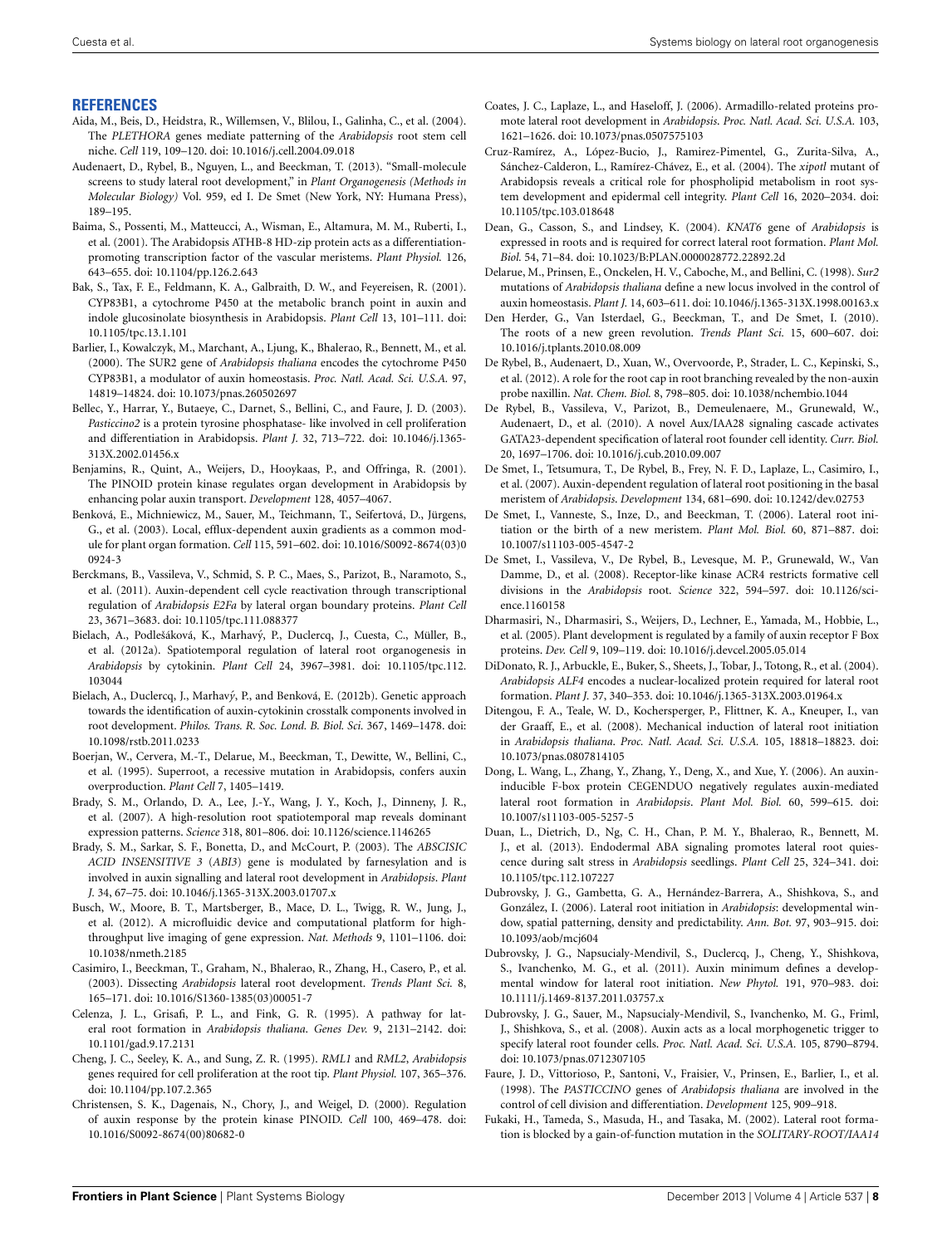## REFERENCES

Aida, M., Beis, D., Heidstra, R., Willemsen, V., Blilou, I., Galinha, C., et al. (2004). The *PLETHORA* genes mediate patterning of the *Arabidopsis* root stem cell niche. *Cell* 119, 109–120. doi: 10.1016/j.cell.2004.09.018

Audenaert, D., Rybel, B., Nguyen, L., and Beeckman, T. (2013). "Small-molecule screens to study lateral root development," in *Plant Organogenesis (Methods in Molecular Biology)* Vol. 959, ed I. De Smet (New York, NY: Humana Press), 189–195.

Baima, S., Possenti, M., Matteucci, A., Wisman, E., Altamura, M. M., Ruberti, I., et al. (2001). The Arabidopsis ATHB-8 HD-zip protein acts as a differentiation-promoting transcription factor of the vascular meristems. *Plant Physiol.* 126, 643–655. doi: 10.1104/pp.126.2.643

Bak, S., Tax, F. E., Feldmann, K. A., Galbraith, D. W., and Feyereisen, R. (2001). CYP83B1, a cytochrome P450 at the metabolic branch point in auxin and indole glucosinolate biosynthesis in Arabidopsis. *Plant Cell* 13, 101–111. doi: 10.1105/tpc.13.1.101

Barlier, I., Kowalczyk, M., Marchant, A., Ljung, K., Bhalerao, R., Bennett, M., et al. (2000). The SUR2 gene of *Arabidopsis thaliana* encodes the cytochrome P450 CYP83B1, a modulator of auxin homeostasis. *Proc. Natl. Acad. Sci. U.S.A.* 97, 14819–14824. doi: 10.1073/pnas.260502697

Bellec, Y., Harrar, Y., Butaeye, C., Darnet, S., Bellini, C., and Faure, J. D. (2003). *Pasticcino2* is a protein tyrosine phosphatase- like involved in cell proliferation and differentiation in Arabidopsis. *Plant J.* 32, 713–722. doi: 10.1046/j.1365-313X.2002.01456.x

Benjamins, R., Quint, A., Weijers, D., Hooykaas, P., and Offringa, R. (2001). The PINOID protein kinase regulates organ development in Arabidopsis by enhancing polar auxin transport. *Development* 128, 4057–4067.

Benková, E., Michniewicz, M., Sauer, M., Teichmann, T., Seifertová, D., Jürgens, G., et al. (2003). Local, efflux-dependent auxin gradients as a common module for plant organ formation. *Cell* 115, 591–602. doi: 10.1016/S0092-8674(03)00924-3

Berckmans, B., Vassileva, V., Schmid, S. P. C., Maes, S., Parizot, B., Naramoto, S., et al. (2011). Auxin-dependent cell cycle reactivation through transcriptional regulation of *Arabidopsis E2Fa* by lateral organ boundary proteins. *Plant Cell* 23, 3671–3683. doi: 10.1105/tpc.111.088377

Bielach, A., Podlešáková, K., Marhavý, P., Duclercq, J., Cuesta, C., Müller, B., et al. (2012a). Spatiotemporal regulation of lateral root organogenesis in *Arabidopsis* by cytokinin. *Plant Cell* 24, 3967–3981. doi: 10.1105/tpc.112.103044

Bielach, A., Duclercq, J., Marhavý, P., and Benková, E. (2012b). Genetic approach towards the identification of auxin-cytokinin crosstalk components involved in root development. *Philos. Trans. R. Soc. Lond. B. Biol. Sci.* 367, 1469–1478. doi: 10.1098/rstb.2011.0233

Boerjan, W., Cervera, M.-T., Delarue, M., Beeckman, T., Dewitte, W., Bellini, C., et al. (1995). Superroot, a recessive mutation in Arabidopsis, confers auxin overproduction. *Plant Cell* 7, 1405–1419.

Brady, S. M., Orlando, D. A., Lee, J.-Y., Wang, J. Y., Koch, J., Dinneny, J. R., et al. (2007). A high-resolution root spatiotemporal map reveals dominant expression patterns. *Science* 318, 801–806. doi: 10.1126/science.1146265

Brady, S. M., Sarkar, S. F., Bonetta, D., and McCourt, P. (2003). The *ABSCISIC ACID INSENSITIVE 3* (*ABI3*) gene is modulated by farnesylation and is involved in auxin signalling and lateral root development in *Arabidopsis*. *Plant J.* 34, 67–75. doi: 10.1046/j.1365-313X.2003.01707.x

Busch, W., Moore, B. T., Martsberger, B., Mace, D. L., Twigg, R. W., Jung, J., et al. (2012). A microfluidic device and computational platform for high-throughput live imaging of gene expression. *Nat. Methods* 9, 1101–1106. doi: 10.1038/nmeth.2185

Casimiro, I., Beeckman, T., Graham, N., Bhalerao, R., Zhang, H., Casero, P., et al. (2003). Dissecting *Arabidopsis* lateral root development. *Trends Plant Sci.* 8, 165–171. doi: 10.1016/S1360-1385(03)00051-7

Celenza, J. L., Grisafi, P. L., and Fink, G. R. (1995). A pathway for lateral root formation in *Arabidopsis thaliana*. *Genes Dev.* 9, 2131–2142. doi: 10.1101/gad.9.17.2131

Cheng, J. C., Seeley, K. A., and Sung, Z. R. (1995). *RML1* and *RML2*, *Arabidopsis* genes required for cell proliferation at the root tip. *Plant Physiol.* 107, 365–376. doi: 10.1104/pp.107.2.365

Christensen, S. K., Dagenais, N., Chory, J., and Weigel, D. (2000). Regulation of auxin response by the protein kinase PINOID. *Cell* 100, 469–478. doi: 10.1016/S0092-8674(00)80682-0

Coates, J. C., Laplaze, L., and Haseloff, J. (2006). Armadillo-related proteins promote lateral root development in *Arabidopsis*. *Proc. Natl. Acad. Sci. U.S.A.* 103, 1621–1626. doi: 10.1073/pnas.0507575103

Cruz-Ramírez, A., López-Bucio, J., Ramirez-Pimentel, G., Zurita-Silva, A., Sánchez-Calderon, L., Ramírez-Chávez, E., et al. (2004). The *xipotl* mutant of Arabidopsis reveals a critical role for phospholipid metabolism in root system development and epidermal cell integrity. *Plant Cell* 16, 2020–2034. doi: 10.1105/tpc.103.018648

Dean, G., Casson, S., and Lindsey, K. (2004). *KNAT6* gene of *Arabidopsis* is expressed in roots and is required for correct lateral root formation. *Plant Mol. Biol.* 54, 71–84. doi: 10.1023/B:PLAN.0000028772.22892.2d

Delarue, M., Prinsen, E., Onckelen, H. V., Caboche, M., and Bellini, C. (1998). *Sur2* mutations of *Arabidopsis thaliana* define a new locus involved in the control of auxin homeostasis. *Plant J.* 14, 603–611. doi: 10.1046/j.1365-313X.1998.00163.x

Den Herder, G., Van Isterdael, G., Beeckman, T., and De Smet, I. (2010). The roots of a new green revolution. *Trends Plant Sci.* 15, 600–607. doi: 10.1016/j.tplants.2010.08.009

De Rybel, B., Audenaert, D., Xuan, W., Overvoorde, P., Strader, L. C., Kepinski, S., et al. (2012). A role for the root cap in root branching revealed by the non-auxin probe naxillin. *Nat. Chem. Biol.* 8, 798–805. doi: 10.1038/nchembio.1044

De Rybel, B., Vassileva, V., Parizot, B., Demeulenaere, M., Grunewald, W., Audenaert, D., et al. (2010). A novel Aux/IAA28 signaling cascade activates GATA23-dependent specification of lateral root founder cell identity. *Curr. Biol.* 20, 1697–1706. doi: 10.1016/j.cub.2010.09.007

De Smet, I., Tetsumura, T., De Rybel, B., Frey, N. F. D., Laplaze, L., Casimiro, I., et al. (2007). Auxin-dependent regulation of lateral root positioning in the basal meristem of *Arabidopsis*. *Development* 134, 681–690. doi: 10.1242/dev.02753

De Smet, I., Vanneste, S., Inze, D., and Beeckman, T. (2006). Lateral root initiation or the birth of a new meristem. *Plant Mol. Biol.* 60, 871–887. doi: 10.1007/s11103-005-4547-2

De Smet, I., Vassileva, V., De Rybel, B., Levesque, M. P., Grunewald, W., Van Damme, D., et al. (2008). Receptor-like kinase ACR4 restricts formative cell divisions in the *Arabidopsis* root. *Science* 322, 594–597. doi: 10.1126/science.1160158

Dharmasiri, N., Dharmasiri, S., Weijers, D., Lechner, E., Yamada, M., Hobbie, L., et al. (2005). Plant development is regulated by a family of auxin receptor F Box proteins. *Dev. Cell* 9, 109–119. doi: 10.1016/j.devcel.2005.05.014

DiDonato, R. J., Arbuckle, E., Buker, S., Sheets, J., Tobar, J., Totong, R., et al. (2004). *Arabidopsis ALF4* encodes a nuclear-localized protein required for lateral root formation. *Plant J.* 37, 340–353. doi: 10.1046/j.1365-313X.2003.01964.x

Ditengou, F. A., Teale, W. D., Kochersperger, P., Flittner, K. A., Kneuper, I., van der Graaff, E., et al. (2008). Mechanical induction of lateral root initiation in *Arabidopsis thaliana*. *Proc. Natl. Acad. Sci. U.S.A.* 105, 18818–18823. doi: 10.1073/pnas.0807814105

Dong, L. Wang, L., Zhang, Y., Zhang, Y., Deng, X., and Xue, Y. (2006). An auxin-inducible F-box protein CEGENDUO negatively regulates auxin-mediated lateral root formation in *Arabidopsis*. *Plant Mol. Biol.* 60, 599–615. doi: 10.1007/s11103-005-5257-5

Duan, L., Dietrich, D., Ng, C. H., Chan, P. M. Y., Bhalerao, R., Bennett, M. J., et al. (2013). Endodermal ABA signaling promotes lateral root quiescence during salt stress in *Arabidopsis* seedlings. *Plant Cell* 25, 324–341. doi: 10.1105/tpc.112.107227

Dubrovsky, J. G., Gambetta, G. A., Hernández-Barrera, A., Shishkova, S., and González, I. (2006). Lateral root initiation in *Arabidopsis*: developmental window, spatial patterning, density and predictability. *Ann. Bot.* 97, 903–915. doi: 10.1093/aob/mcj604

Dubrovsky, J. G., Napsucialy-Mendivil, S., Duclercq, J., Cheng, Y., Shishkova, S., Ivanchenko, M. G., et al. (2011). Auxin minimum defines a developmental window for lateral root initiation. *New Phytol.* 191, 970–983. doi: 10.1111/j.1469-8137.2011.03757.x

Dubrovsky, J. G., Sauer, M., Napsucialy-Mendivil, S., Ivanchenko, M. G., Friml, J., Shishkova, S., et al. (2008). Auxin acts as a local morphogenetic trigger to specify lateral root founder cells. *Proc. Natl. Acad. Sci. U.S.A.* 105, 8790–8794. doi: 10.1073/pnas.0712307105

Faure, J. D., Vittorioso, P., Santoni, V., Fraisier, V., Prinsen, E., Barlier, I., et al. (1998). The *PASTICCINO* genes of *Arabidopsis thaliana* are involved in the control of cell division and differentiation. *Development* 125, 909–918.

Fukaki, H., Tameda, S., Masuda, H., and Tasaka, M. (2002). Lateral root formation is blocked by a gain-of-function mutation in the *SOLITARY-ROOT/IAA14*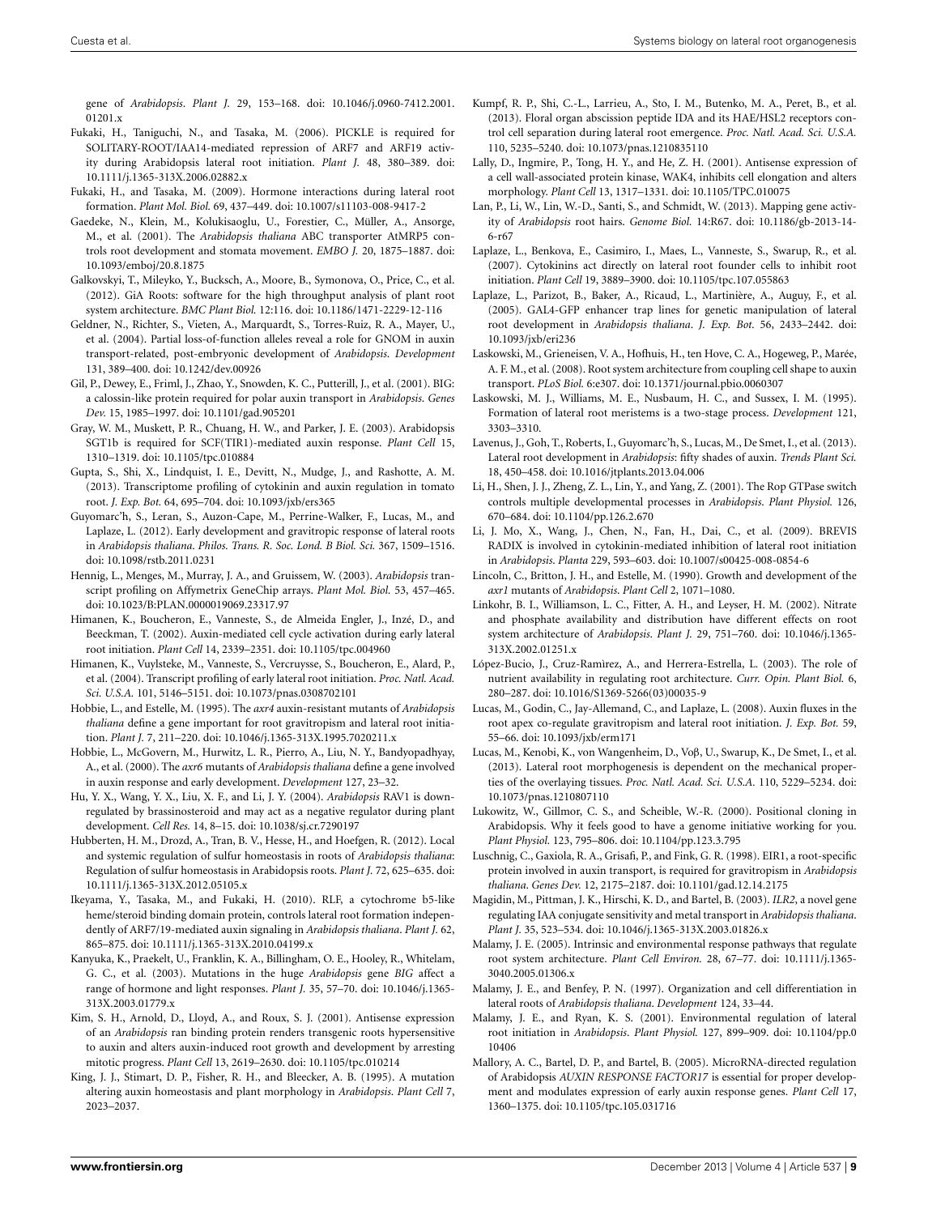gene of *Arabidopsis*. *Plant J.* 29, 153–168. doi: 10.1046/j.0960-7412.2001.01201.x

Fukaki, H., Taniguchi, N., and Tasaka, M. (2006). PICKLE is required for SOLITARY-ROOT/IAA14-mediated repression of ARF7 and ARF19 activity during Arabidopsis lateral root initiation. *Plant J.* 48, 380–389. doi: 10.1111/j.1365-313X.2006.02882.x

Fukaki, H., and Tasaka, M. (2009). Hormone interactions during lateral root formation. *Plant Mol. Biol.* 69, 437–449. doi: 10.1007/s11103-008-9417-2

Gaedeke, N., Klein, M., Kolukisaoglu, U., Forestier, C., Müller, A., Ansorge, M., et al. (2001). The *Arabidopsis thaliana* ABC transporter AtMRP5 controls root development and stomata movement. *EMBO J.* 20, 1875–1887. doi: 10.1093/emboj/20.8.1875

Galkovskyi, T., Mileyko, Y., Bucksch, A., Moore, B., Symonova, O., Price, C., et al. (2012). GiA Roots: software for the high throughput analysis of plant root system architecture. *BMC Plant Biol.* 12:116. doi: 10.1186/1471-2229-12-116

Geldner, N., Richter, S., Vieten, A., Marquardt, S., Torres-Ruiz, R. A., Mayer, U., et al. (2004). Partial loss-of-function alleles reveal a role for GNOM in auxin transport-related, post-embryonic development of *Arabidopsis*. *Development* 131, 389–400. doi: 10.1242/dev.00926

Gil, P., Dewey, E., Friml, J., Zhao, Y., Snowden, K. C., Putterill, J., et al. (2001). BIG: a calossin-like protein required for polar auxin transport in *Arabidopsis*. *Genes Dev.* 15, 1985–1997. doi: 10.1101/gad.905201

Gray, W. M., Muskett, P. R., Chuang, H. W., and Parker, J. E. (2003). Arabidopsis SGT1b is required for SCF(TIR1)-mediated auxin response. *Plant Cell* 15, 1310–1319. doi: 10.1105/tpc.010884

Gupta, S., Shi, X., Lindquist, I. E., Devitt, N., Mudge, J., and Rashotte, A. M. (2013). Transcriptome profiling of cytokinin and auxin regulation in tomato root. *J. Exp. Bot.* 64, 695–704. doi: 10.1093/jxb/ers365

Guyomarc'h, S., Leran, S., Auzon-Cape, M., Perrine-Walker, F., Lucas, M., and Laplaze, L. (2012). Early development and gravitropic response of lateral roots in *Arabidopsis thaliana*. *Philos. Trans. R. Soc. Lond. B Biol. Sci.* 367, 1509–1516. doi: 10.1098/rstb.2011.0231

Hennig, L., Menges, M., Murray, J. A., and Gruissem, W. (2003). *Arabidopsis* transcript profiling on Affymetrix GeneChip arrays. *Plant Mol. Biol.* 53, 457–465. doi: 10.1023/B:PLAN.0000019069.23317.97

Himanen, K., Boucheron, E., Vanneste, S., de Almeida Engler, J., Inzé, D., and Beeckman, T. (2002). Auxin-mediated cell cycle activation during early lateral root initiation. *Plant Cell* 14, 2339–2351. doi: 10.1105/tpc.004960

Himanen, K., Vuylsteke, M., Vanneste, S., Vercruysse, S., Boucheron, E., Alard, P., et al. (2004). Transcript profiling of early lateral root initiation. *Proc. Natl. Acad. Sci. U.S.A.* 101, 5146–5151. doi: 10.1073/pnas.0308702101

Hobbie, L., and Estelle, M. (1995). The *axr4* auxin-resistant mutants of *Arabidopsis thaliana* define a gene important for root gravitropism and lateral root initiation. *Plant J.* 7, 211–220. doi: 10.1046/j.1365-313X.1995.7020211.x

Hobbie, L., McGovern, M., Hurwitz, L. R., Pierro, A., Liu, N. Y., Bandyopadhyay, A., et al. (2000). The *axr6* mutants of *Arabidopsis thaliana* define a gene involved in auxin response and early development. *Development* 127, 23–32.

Hu, Y. X., Wang, Y. X., Liu, X. F., and Li, J. Y. (2004). *Arabidopsis* RAV1 is down-regulated by brassinosteroid and may act as a negative regulator during plant development. *Cell Res.* 14, 8–15. doi: 10.1038/sj.cr.7290197

Hubberten, H. M., Drozd, A., Tran, B. V., Hesse, H., and Hoefgen, R. (2012). Local and systemic regulation of sulfur homeostasis in roots of *Arabidopsis thaliana*: Regulation of sulfur homeostasis in Arabidopsis roots. *Plant J.* 72, 625–635. doi: 10.1111/j.1365-313X.2012.05105.x

Ikeyama, Y., Tasaka, M., and Fukaki, H. (2010). RLF, a cytochrome b5-like heme/steroid binding domain protein, controls lateral root formation independently of ARF7/19-mediated auxin signaling in *Arabidopsis thaliana*. *Plant J.* 62, 865–875. doi: 10.1111/j.1365-313X.2010.04199.x

Kanyuka, K., Praekelt, U., Franklin, K. A., Billingham, O. E., Hooley, R., Whitelam, G. C., et al. (2003). Mutations in the huge *Arabidopsis* gene *BIG* affect a range of hormone and light responses. *Plant J.* 35, 57–70. doi: 10.1046/j.1365-313X.2003.01779.x

Kim, S. H., Arnold, D., Lloyd, A., and Roux, S. J. (2001). Antisense expression of an *Arabidopsis* ran binding protein renders transgenic roots hypersensitive to auxin and alters auxin-induced root growth and development by arresting mitotic progress. *Plant Cell* 13, 2619–2630. doi: 10.1105/tpc.010214

King, J. J., Stimart, D. P., Fisher, R. H., and Bleecker, A. B. (1995). A mutation altering auxin homeostasis and plant morphology in *Arabidopsis*. *Plant Cell* 7, 2023–2037.

Kumpf, R. P., Shi, C.-L., Larrieu, A., Sto, I. M., Butenko, M. A., Peret, B., et al. (2013). Floral organ abscission peptide IDA and its HAE/HSL2 receptors control cell separation during lateral root emergence. *Proc. Natl. Acad. Sci. U.S.A.* 110, 5235–5240. doi: 10.1073/pnas.1210835110

Lally, D., Ingmire, P., Tong, H. Y., and He, Z. H. (2001). Antisense expression of a cell wall-associated protein kinase, WAK4, inhibits cell elongation and alters morphology. *Plant Cell* 13, 1317–1331. doi: 10.1105/TPC.010075

Lan, P., Li, W., Lin, W.-D., Santi, S., and Schmidt, W. (2013). Mapping gene activity of *Arabidopsis* root hairs. *Genome Biol.* 14:R67. doi: 10.1186/gb-2013-14-6-r67

Laplaze, L., Benkova, E., Casimiro, I., Maes, L., Vanneste, S., Swarup, R., et al. (2007). Cytokinins act directly on lateral root founder cells to inhibit root initiation. *Plant Cell* 19, 3889–3900. doi: 10.1105/tpc.107.055863

Laplaze, L., Parizot, B., Baker, A., Ricaud, L., Martinière, A., Auguy, F., et al. (2005). GAL4-GFP enhancer trap lines for genetic manipulation of lateral root development in *Arabidopsis thaliana*. *J. Exp. Bot.* 56, 2433–2442. doi: 10.1093/jxb/eri236

Laskowski, M., Grieneisen, V. A., Hofhuis, H., ten Hove, C. A., Hogeweg, P., Marée, A. F. M., et al. (2008). Root system architecture from coupling cell shape to auxin transport. *PLoS Biol.* 6:e307. doi: 10.1371/journal.pbio.0060307

Laskowski, M. J., Williams, M. E., Nusbaum, H. C., and Sussex, I. M. (1995). Formation of lateral root meristems is a two-stage process. *Development* 121, 3303–3310.

Lavenus, J., Goh, T., Roberts, I., Guyomarc'h, S., Lucas, M., De Smet, I., et al. (2013). Lateral root development in *Arabidopsis*: fifty shades of auxin. *Trends Plant Sci.* 18, 450–458. doi: 10.1016/jtplants.2013.04.006

Li, H., Shen, J. J., Zheng, Z. L., Lin, Y., and Yang, Z. (2001). The Rop GTPase switch controls multiple developmental processes in *Arabidopsis*. *Plant Physiol.* 126, 670–684. doi: 10.1104/pp.126.2.670

Li, J. Mo, X., Wang, J., Chen, N., Fan, H., Dai, C., et al. (2009). BREVIS RADIX is involved in cytokinin-mediated inhibition of lateral root initiation in *Arabidopsis*. *Planta* 229, 593–603. doi: 10.1007/s00425-008-0854-6

Lincoln, C., Britton, J. H., and Estelle, M. (1990). Growth and development of the *axr1* mutants of *Arabidopsis*. *Plant Cell* 2, 1071–1080.

Linkohr, B. I., Williamson, L. C., Fitter, A. H., and Leyser, H. M. (2002). Nitrate and phosphate availability and distribution have different effects on root system architecture of *Arabidopsis*. *Plant J.* 29, 751–760. doi: 10.1046/j.1365-313X.2002.01251.x

López-Bucio, J., Cruz-Ramìrez, A., and Herrera-Estrella, L. (2003). The role of nutrient availability in regulating root architecture. *Curr. Opin. Plant Biol.* 6, 280–287. doi: 10.1016/S1369-5266(03)00035-9

Lucas, M., Godin, C., Jay-Allemand, C., and Laplaze, L. (2008). Auxin fluxes in the root apex co-regulate gravitropism and lateral root initiation. *J. Exp. Bot.* 59, 55–66. doi: 10.1093/jxb/erm171

Lucas, M., Kenobi, K., von Wangenheim, D., Voβ, U., Swarup, K., De Smet, I., et al. (2013). Lateral root morphogenesis is dependent on the mechanical properties of the overlaying tissues. *Proc. Natl. Acad. Sci. U.S.A.* 110, 5229–5234. doi: 10.1073/pnas.1210807110

Lukowitz, W., Gillmor, C. S., and Scheible, W.-R. (2000). Positional cloning in Arabidopsis. Why it feels good to have a genome initiative working for you. *Plant Physiol.* 123, 795–806. doi: 10.1104/pp.123.3.795

Luschnig, C., Gaxiola, R. A., Grisafi, P., and Fink, G. R. (1998). EIR1, a root-specific protein involved in auxin transport, is required for gravitropism in *Arabidopsis thaliana*. *Genes Dev.* 12, 2175–2187. doi: 10.1101/gad.12.14.2175

Magidin, M., Pittman, J. K., Hirschi, K. D., and Bartel, B. (2003). *ILR2*, a novel gene regulating IAA conjugate sensitivity and metal transport in *Arabidopsis thaliana*. *Plant J.* 35, 523–534. doi: 10.1046/j.1365-313X.2003.01826.x

Malamy, J. E. (2005). Intrinsic and environmental response pathways that regulate root system architecture. *Plant Cell Environ.* 28, 67–77. doi: 10.1111/j.1365-3040.2005.01306.x

Malamy, J. E., and Benfey, P. N. (1997). Organization and cell differentiation in lateral roots of *Arabidopsis thaliana*. *Development* 124, 33–44.

Malamy, J. E., and Ryan, K. S. (2001). Environmental regulation of lateral root initiation in *Arabidopsis*. *Plant Physiol.* 127, 899–909. doi: 10.1104/pp.010406

Mallory, A. C., Bartel, D. P., and Bartel, B. (2005). MicroRNA-directed regulation of Arabidopsis *AUXIN RESPONSE FACTOR17* is essential for proper development and modulates expression of early auxin response genes. *Plant Cell* 17, 1360–1375. doi: 10.1105/tpc.105.031716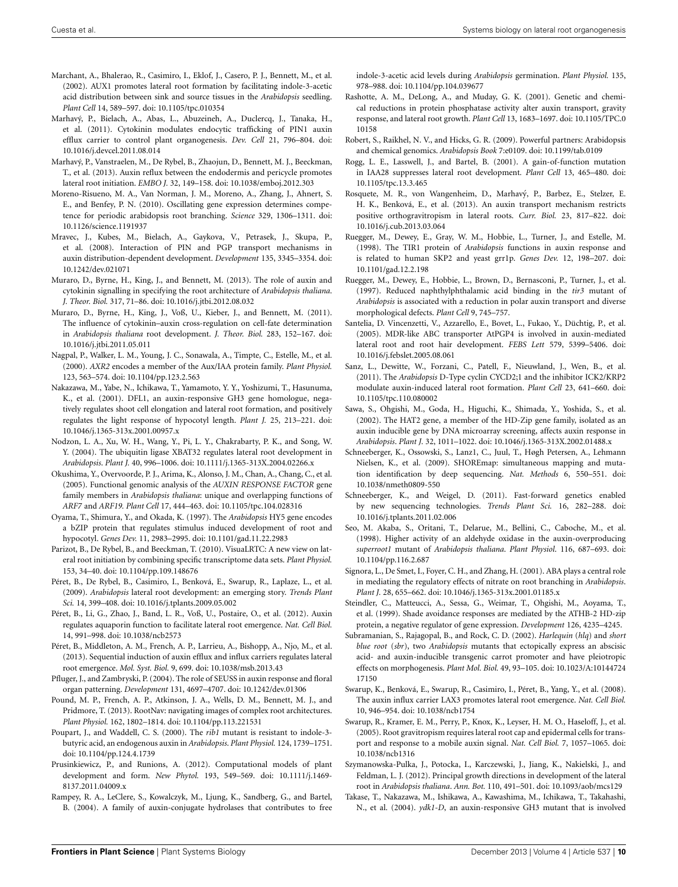Marchant, A., Bhalerao, R., Casimiro, I., Eklof, J., Casero, P. J., Bennett, M., et al. (2002). AUX1 promotes lateral root formation by facilitating indole-3-acetic acid distribution between sink and source tissues in the *Arabidopsis* seedling. *Plant Cell* 14, 589–597. doi: 10.1105/tpc.010354

Marhavý, P., Bielach, A., Abas, L., Abuzeineh, A., Duclercq, J., Tanaka, H., et al. (2011). Cytokinin modulates endocytic trafficking of PIN1 auxin efflux carrier to control plant organogenesis. *Dev. Cell* 21, 796–804. doi: 10.1016/j.devcel.2011.08.014

Marhavý, P., Vanstraelen, M., De Rybel, B., Zhaojun, D., Bennett, M. J., Beeckman, T., et al. (2013). Auxin reflux between the endodermis and pericycle promotes lateral root initiation. *EMBO J.* 32, 149–158. doi: 10.1038/emboj.2012.303

Moreno-Risueno, M. A., Van Norman, J. M., Moreno, A., Zhang, J., Ahnert, S. E., and Benfey, P. N. (2010). Oscillating gene expression determines competence for periodic arabidopsis root branching. *Science* 329, 1306–1311. doi: 10.1126/science.1191937

Mravec, J., Kubes, M., Bielach, A., Gaykova, V., Petrasek, J., Skupa, P., et al. (2008). Interaction of PIN and PGP transport mechanisms in auxin distribution-dependent development. *Development* 135, 3345–3354. doi: 10.1242/dev.021071

Muraro, D., Byrne, H., King, J., and Bennett, M. (2013). The role of auxin and cytokinin signalling in specifying the root architecture of *Arabidopsis thaliana*. *J. Theor. Biol.* 317, 71–86. doi: 10.1016/j.jtbi.2012.08.032

Muraro, D., Byrne, H., King, J., Voß, U., Kieber, J., and Bennett, M. (2011). The influence of cytokinin–auxin cross-regulation on cell-fate determination in *Arabidopsis thaliana* root development. *J. Theor. Biol.* 283, 152–167. doi: 10.1016/j.jtbi.2011.05.011

Nagpal, P., Walker, L. M., Young, J. C., Sonawala, A., Timpte, C., Estelle, M., et al. (2000). *AXR2* encodes a member of the Aux/IAA protein family. *Plant Physiol.* 123, 563–574. doi: 10.1104/pp.123.2.563

Nakazawa, M., Yabe, N., Ichikawa, T., Yamamoto, Y. Y., Yoshizumi, T., Hasunuma, K., et al. (2001). DFL1, an auxin-responsive GH3 gene homologue, negatively regulates shoot cell elongation and lateral root formation, and positively regulates the light response of hypocotyl length. *Plant J.* 25, 213–221. doi: 10.1046/j.1365-313x.2001.00957.x

Nodzon, L. A., Xu, W. H., Wang, Y., Pi, L. Y., Chakrabarty, P. K., and Song, W. Y. (2004). The ubiquitin ligase XBAT32 regulates lateral root development in *Arabidopsis*. *Plant J.* 40, 996–1006. doi: 10.1111/j.1365-313X.2004.02266.x

Okushima, Y., Overvoorde, P. J., Arima, K., Alonso, J. M., Chan, A., Chang, C., et al. (2005). Functional genomic analysis of the *AUXIN RESPONSE FACTOR* gene family members in *Arabidopsis thaliana*: unique and overlapping functions of *ARF7* and *ARF19*. *Plant Cell* 17, 444–463. doi: 10.1105/tpc.104.028316

Oyama, T., Shimura, Y., and Okada, K. (1997). The *Arabidopsis* HY5 gene encodes a bZIP protein that regulates stimulus induced development of root and hypocotyl. *Genes Dev.* 11, 2983–2995. doi: 10.1101/gad.11.22.2983

Parizot, B., De Rybel, B., and Beeckman, T. (2010). VisuaLRTC: A new view on lateral root initiation by combining specific transcriptome data sets. *Plant Physiol.* 153, 34–40. doi: 10.1104/pp.109.148676

Péret, B., De Rybel, B., Casimiro, I., Benková, E., Swarup, R., Laplaze, L., et al. (2009). *Arabidopsis* lateral root development: an emerging story. *Trends Plant Sci.* 14, 399–408. doi: 10.1016/j.tplants.2009.05.002

Péret, B., Li, G., Zhao, J., Band, L. R., Voß, U., Postaire, O., et al. (2012). Auxin regulates aquaporin function to facilitate lateral root emergence. *Nat. Cell Biol.* 14, 991–998. doi: 10.1038/ncb2573

Péret, B., Middleton, A. M., French, A. P., Larrieu, A., Bishopp, A., Njo, M., et al. (2013). Sequential induction of auxin efflux and influx carriers regulates lateral root emergence. *Mol. Syst. Biol.* 9, 699. doi: 10.1038/msb.2013.43

Pfluger, J., and Zambryski, P. (2004). The role of SEUSS in auxin response and floral organ patterning. *Development* 131, 4697–4707. doi: 10.1242/dev.01306

Pound, M. P., French, A. P., Atkinson, J. A., Wells, D. M., Bennett, M. J., and Pridmore, T. (2013). RootNav: navigating images of complex root architectures. *Plant Physiol.* 162, 1802–1814. doi: 10.1104/pp.113.221531

Poupart, J., and Waddell, C. S. (2000). The *rib1* mutant is resistant to indole-3-butyric acid, an endogenous auxin in *Arabidopsis*. *Plant Physiol.* 124, 1739–1751. doi: 10.1104/pp.124.4.1739

Prusinkiewicz, P., and Runions, A. (2012). Computational models of plant development and form. *New Phytol.* 193, 549–569. doi: 10.1111/j.1469-8137.2011.04009.x

Rampey, R. A., LeClere, S., Kowalczyk, M., Ljung, K., Sandberg, G., and Bartel, B. (2004). A family of auxin-conjugate hydrolases that contributes to free indole-3-acetic acid levels during *Arabidopsis* germination. *Plant Physiol.* 135, 978–988. doi: 10.1104/pp.104.039677

Rashotte, A. M., DeLong, A., and Muday, G. K. (2001). Genetic and chemical reductions in protein phosphatase activity alter auxin transport, gravity response, and lateral root growth. *Plant Cell* 13, 1683–1697. doi: 10.1105/TPC.010158

Robert, S., Raikhel, N. V., and Hicks, G. R. (2009). Powerful partners: Arabidopsis and chemical genomics. *Arabidopsis Book* 7:e0109. doi: 10.1199/tab.0109

Rogg, L. E., Lasswell, J., and Bartel, B. (2001). A gain-of-function mutation in IAA28 suppresses lateral root development. *Plant Cell* 13, 465–480. doi: 10.1105/tpc.13.3.465

Rosquete, M. R., von Wangenheim, D., Marhavý, P., Barbez, E., Stelzer, E. H. K., Benková, E., et al. (2013). An auxin transport mechanism restricts positive orthogravitropism in lateral roots. *Curr. Biol.* 23, 817–822. doi: 10.1016/j.cub.2013.03.064

Ruegger, M., Dewey, E., Gray, W. M., Hobbie, L., Turner, J., and Estelle, M. (1998). The TIR1 protein of *Arabidopsis* functions in auxin response and is related to human SKP2 and yeast grr1p. *Genes Dev.* 12, 198–207. doi: 10.1101/gad.12.2.198

Ruegger, M., Dewey, E., Hobbie, L., Brown, D., Bernasconi, P., Turner, J., et al. (1997). Reduced naphthylphthalamic acid binding in the *tir3* mutant of *Arabidopsis* is associated with a reduction in polar auxin transport and diverse morphological defects. *Plant Cell* 9, 745–757.

Santelia, D. Vincenzetti, V., Azzarello, E., Bovet, L., Fukao, Y., Düchtig, P., et al. (2005). MDR-like ABC transporter AtPGP4 is involved in auxin-mediated lateral root and root hair development. *FEBS Lett* 579, 5399–5406. doi: 10.1016/j.febslet.2005.08.061

Sanz, L., Dewitte, W., Forzani, C., Patell, F., Nieuwland, J., Wen, B., et al. (2011). The *Arabidopsis* D-Type cyclin CYCD2;1 and the inhibitor ICK2/KRP2 modulate auxin-induced lateral root formation. *Plant Cell* 23, 641–660. doi: 10.1105/tpc.110.080002

Sawa, S., Ohgishi, M., Goda, H., Higuchi, K., Shimada, Y., Yoshida, S., et al. (2002). The HAT2 gene, a member of the HD-Zip gene family, isolated as an auxin inducible gene by DNA microarray screening, affects auxin response in *Arabidopsis*. *Plant J.* 32, 1011–1022. doi: 10.1046/j.1365-313X.2002.01488.x

Schneeberger, K., Ossowski, S., Lanz1, C., Juul, T., Høgh Petersen, A., Lehmann Nielsen, K., et al. (2009). SHOREmap: simultaneous mapping and mutation identification by deep sequencing. *Nat. Methods* 6, 550–551. doi: 10.1038/nmeth0809-550

Schneeberger, K., and Weigel, D. (2011). Fast-forward genetics enabled by new sequencing technologies. *Trends Plant Sci.* 16, 282–288. doi: 10.1016/j.tplants.2011.02.006

Seo, M. Akaba, S., Oritani, T., Delarue, M., Bellini, C., Caboche, M., et al. (1998). Higher activity of an aldehyde oxidase in the auxin-overproducing *superroot1* mutant of *Arabidopsis thaliana*. *Plant Physiol.* 116, 687–693. doi: 10.1104/pp.116.2.687

Signora, L., De Smet, I., Foyer, C. H., and Zhang, H. (2001). ABA plays a central role in mediating the regulatory effects of nitrate on root branching in *Arabidopsis*. *Plant J.* 28, 655–662. doi: 10.1046/j.1365-313x.2001.01185.x

Steindler, C., Matteucci, A., Sessa, G., Weimar, T., Ohgishi, M., Aoyama, T., et al. (1999). Shade avoidance responses are mediated by the ATHB-2 HD-zip protein, a negative regulator of gene expression. *Development* 126, 4235–4245.

Subramanian, S., Rajagopal, B., and Rock, C. D. (2002). *Harlequin* (*hlq*) and *short blue root* (*sbr*), two *Arabidopsis* mutants that ectopically express an abscisic acid- and auxin-inducible transgenic carrot promoter and have pleiotropic effects on morphogenesis. *Plant Mol. Biol.* 49, 93–105. doi: 10.1023/A:1014472417150

Swarup, K., Benková, E., Swarup, R., Casimiro, I., Péret, B., Yang, Y., et al. (2008). The auxin influx carrier LAX3 promotes lateral root emergence. *Nat. Cell Biol.* 10, 946–954. doi: 10.1038/ncb1754

Swarup, R., Kramer, E. M., Perry, P., Knox, K., Leyser, H. M. O., Haseloff, J., et al. (2005). Root gravitropism requires lateral root cap and epidermal cells for transport and response to a mobile auxin signal. *Nat. Cell Biol.* 7, 1057–1065. doi: 10.1038/ncb1316

Szymanowska-Pulka, J., Potocka, I., Karczewski, J., Jiang, K., Nakielski, J., and Feldman, L. J. (2012). Principal growth directions in development of the lateral root in *Arabidopsis thaliana*. *Ann. Bot.* 110, 491–501. doi: 10.1093/aob/mcs129

Takase, T., Nakazawa, M., Ishikawa, A., Kawashima, M., Ichikawa, T., Takahashi, N., et al. (2004). *ydk1-D*, an auxin-responsive GH3 mutant that is involved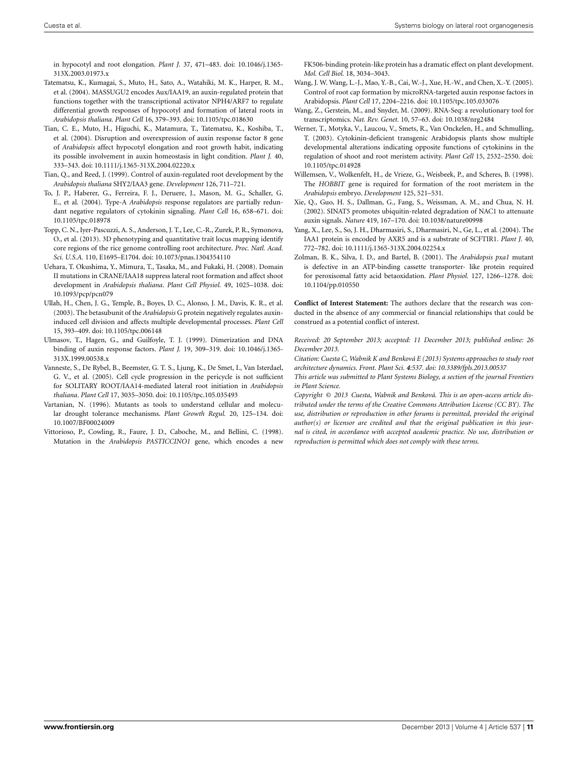in hypocotyl and root elongation. *Plant J.* 37, 471–483. doi: 10.1046/j.1365-313X.2003.01973.x

Tatematsu, K., Kumagai, S., Muto, H., Sato, A., Watahiki, M. K., Harper, R. M., et al. (2004). MASSUGU2 encodes Aux/IAA19, an auxin-regulated protein that functions together with the transcriptional activator NPH4/ARF7 to regulate differential growth responses of hypocotyl and formation of lateral roots in *Arabidopsis thaliana*. *Plant Cell* 16, 379–393. doi: 10.1105/tpc.018630

Tian, C. E., Muto, H., Higuchi, K., Matamura, T., Tatematsu, K., Koshiba, T., et al. (2004). Disruption and overexpression of auxin response factor 8 gene of *Arabidopsis* affect hypocotyl elongation and root growth habit, indicating its possible involvement in auxin homeostasis in light condition. *Plant J.* 40, 333–343. doi: 10.1111/j.1365-313X.2004.02220.x

Tian, Q., and Reed, J. (1999). Control of auxin-regulated root development by the *Arabidopsis thaliana* SHY2/IAA3 gene. *Development* 126, 711–721.

To, J. P., Haberer, G., Ferreira, F. J., Deruere, J., Mason, M. G., Schaller, G. E., et al. (2004). Type-A *Arabidopsis* response regulators are partially redundant negative regulators of cytokinin signaling. *Plant Cell* 16, 658–671. doi: 10.1105/tpc.018978

Topp, C. N., Iyer-Pascuzzi, A. S., Anderson, J. T., Lee, C.-R., Zurek, P. R., Symonova, O., et al. (2013). 3D phenotyping and quantitative trait locus mapping identify core regions of the rice genome controlling root architecture. *Proc. Natl. Acad. Sci. U.S.A.* 110, E1695–E1704. doi: 10.1073/pnas.1304354110

Uehara, T. Okushima, Y., Mimura, T., Tasaka, M., and Fukaki, H. (2008). Domain II mutations in CRANE/IAA18 suppress lateral root formation and affect shoot development in *Arabidopsis thaliana*. *Plant Cell Physiol.* 49, 1025–1038. doi: 10.1093/pcp/pcn079

Ullah, H., Chen, J. G., Temple, B., Boyes, D. C., Alonso, J. M., Davis, K. R., et al. (2003). The betasubunit of the *Arabidopsis* G protein negatively regulates auxin-induced cell division and affects multiple developmental processes. *Plant Cell* 15, 393–409. doi: 10.1105/tpc.006148

Ulmasov, T., Hagen, G., and Guilfoyle, T. J. (1999). Dimerization and DNA binding of auxin response factors. *Plant J.* 19, 309–319. doi: 10.1046/j.1365-313X.1999.00538.x

Vanneste, S., De Rybel, B., Beemster, G. T. S., Ljung, K., De Smet, I., Van Isterdael, G. V., et al. (2005). Cell cycle progression in the pericycle is not sufficient for SOLITARY ROOT/IAA14-mediated lateral root initiation in *Arabidopsis thaliana*. *Plant Cell* 17, 3035–3050. doi: 10.1105/tpc.105.035493

Vartanian, N. (1996). Mutants as tools to understand cellular and molecular drought tolerance mechanisms. *Plant Growth Regul.* 20, 125–134. doi: 10.1007/BF00024009

Vittorioso, P., Cowling, R., Faure, J. D., Caboche, M., and Bellini, C. (1998). Mutation in the *Arabidopsis PASTICCINO1* gene, which encodes a new FK506-binding protein-like protein has a dramatic effect on plant development. *Mol. Cell Biol.* 18, 3034–3043.

Wang, J. W. Wang, L.-J., Mao, Y.-B., Cai, W.-J., Xue, H.-W., and Chen, X.-Y. (2005). Control of root cap formation by microRNA-targeted auxin response factors in Arabidopsis. *Plant Cell* 17, 2204–2216. doi: 10.1105/tpc.105.033076

Wang, Z., Gerstein, M., and Snyder, M. (2009). RNA-Seq: a revolutionary tool for transcriptomics. *Nat. Rev. Genet.* 10, 57–63. doi: 10.1038/nrg2484

Werner, T., Motyka, V., Laucou, V., Smets, R., Van Onckelen, H., and Schmulling, T. (2003). Cytokinin-deficient transgenic Arabidopsis plants show multiple developmental alterations indicating opposite functions of cytokinins in the regulation of shoot and root meristem activity. *Plant Cell* 15, 2532–2550. doi: 10.1105/tpc.014928

Willemsen, V., Wolkenfelt, H., de Vrieze, G., Weisbeek, P., and Scheres, B. (1998). The *HOBBIT* gene is required for formation of the root meristem in the *Arabidopsis* embryo. *Development* 125, 521–531.

Xie, Q., Guo, H. S., Dallman, G., Fang, S., Weissman, A. M., and Chua, N. H. (2002). SINAT5 promotes ubiquitin-related degradation of NAC1 to attenuate auxin signals. *Nature* 419, 167–170. doi: 10.1038/nature00998

Yang, X., Lee, S., So, J. H., Dharmasiri, S., Dharmasiri, N., Ge, L., et al. (2004). The IAA1 protein is encoded by AXR5 and is a substrate of SCFTIR1. *Plant J.* 40, 772–782. doi: 10.1111/j.1365-313X.2004.02254.x

Zolman, B. K., Silva, I. D., and Bartel, B. (2001). The *Arabidopsis pxa1* mutant is defective in an ATP-binding cassette transporter- like protein required for peroxisomal fatty acid betaoxidation. *Plant Physiol.* 127, 1266–1278. doi: 10.1104/pp.010550

**Conflict of Interest Statement:** The authors declare that the research was conducted in the absence of any commercial or financial relationships that could be construed as a potential conflict of interest.

*Received: 20 September 2013; accepted: 11 December 2013; published online: 26 December 2013.*

*Citation: Cuesta C, Wabnik K and Benková E (2013) Systems approaches to study root architecture dynamics. Front. Plant Sci.* ***4****:537. doi: 10.3389/fpls.2013.00537*

*This article was submitted to Plant Systems Biology, a section of the journal Frontiers in Plant Science.*

*Copyright © 2013 Cuesta, Wabnik and Benková. This is an open-access article distributed under the terms of the Creative Commons Attribution License (CC BY). The use, distribution or reproduction in other forums is permitted, provided the original author(s) or licensor are credited and that the original publication in this journal is cited, in accordance with accepted academic practice. No use, distribution or reproduction is permitted which does not comply with these terms.*